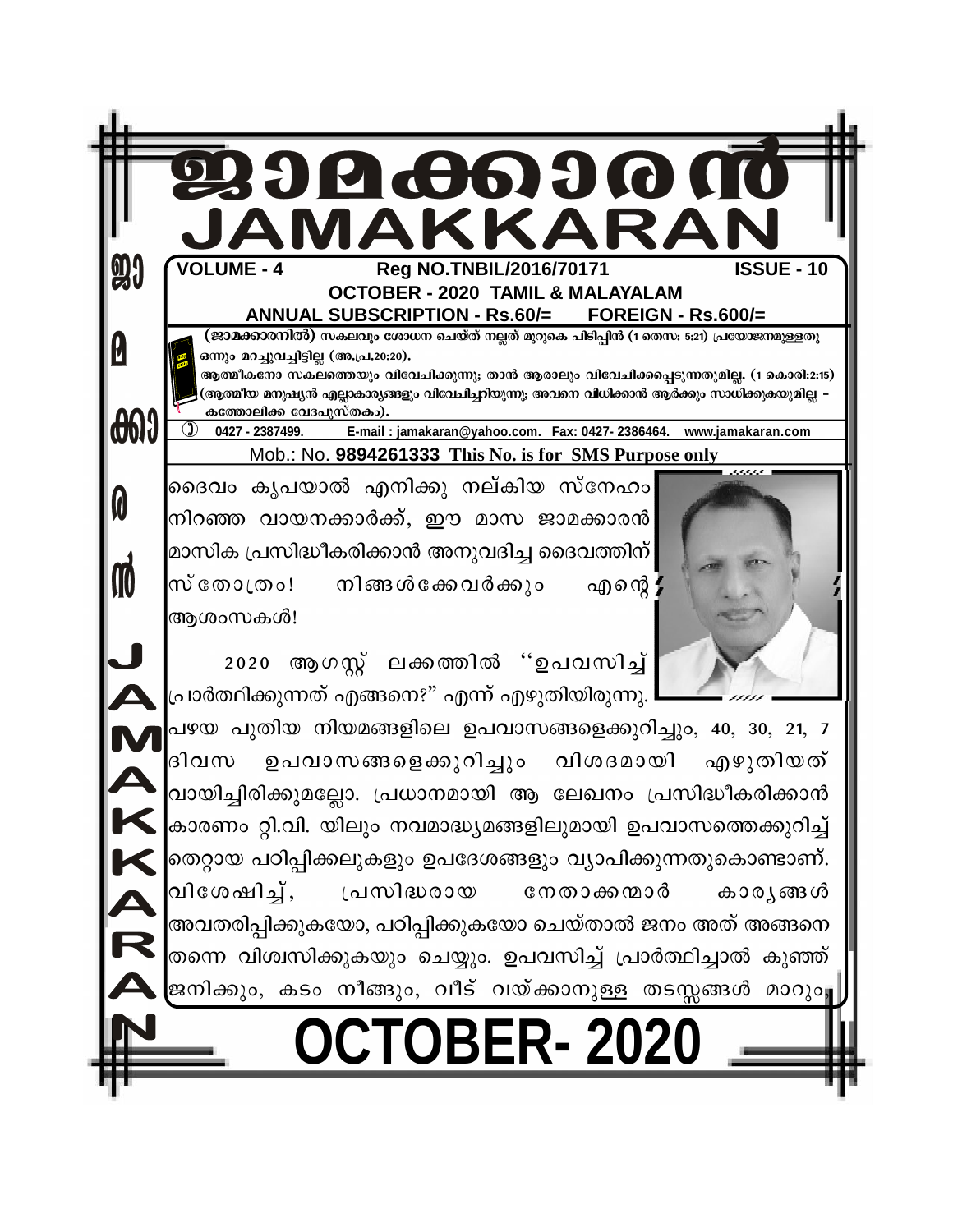# ജാമക്കാരൻ
# JAMAKKARAN

**VOLUME - 4** **Reg NO.TNBIL/2016/70171** **ISSUE - 10**

**OCTOBER - 2020 TAMIL & MALAYALAM**

**ANNUAL SUBSCRIPTION - Rs.60/= FOREIGN - Rs.600/=**

**(ജാമക്കാരനിൽ)** സകലവും ശോധന ചെയ്ത് നല്ലത് മുറുകെ പിടിപ്പിൻ (1 തെസ: 5:21) പ്രയോജനമുള്ളതു ഒന്നും മറച്ചുവച്ചിട്ടില്ല (അ.പ്ര.20:20).

ആത്മീകനോ സകലത്തെയും വിവേചിക്കുന്നു; താൻ ആരാലും വിവേചിക്കപ്പെടുന്നതുമില്ല. (1 കൊരി:2:15) (ആത്മീയ മനുഷ്യൻ എല്ലാകാര്യങ്ങളും വിവേചിച്ചറിയുന്നു; അവനെ വിധിക്കാൻ ആർക്കും സാധിക്കുകയുമില്ല – കത്തോലിക്ക വേദപുസ്തകം).

0427 - 2387499. E-mail : jamakaran@yahoo.com. Fax: 0427- 2386464. www.jamakaran.com

Mob.: No. **9894261333 This No. is for SMS Purpose only**

ദൈവം കൃപയാൽ എനിക്കു നല്കിയ സ്നേഹം നിറഞ്ഞ വായനക്കാർക്ക്, ഈ മാസ ജാമക്കാരൻ മാസിക പ്രസിദ്ധീകരിക്കാൻ അനുവദിച്ച ദൈവത്തിന് സ്തോത്രം! നിങ്ങൾക്കേവർക്കും എന്റെ ആശംസകൾ!

2020 ആഗസ്റ്റ് ലക്കത്തിൽ ''ഉപവസിച്ച് പ്രാർത്ഥിക്കുന്നത് എങ്ങനെ?" എന്ന് എഴുതിയിരുന്നു. പഴയ പുതിയ നിയമങ്ങളിലെ ഉപവാസങ്ങളെക്കുറിച്ചും, 40, 30, 21, 7 ദിവസ ഉപവാസങ്ങളെക്കുറിച്ചും വിശദമായി എഴുതിയത് വായിച്ചിരിക്കുമല്ലോ. പ്രധാനമായി ആ ലേഖനം പ്രസിദ്ധീകരിക്കാൻ കാരണം റ്റി.വി. യിലും നവമാദ്ധ്യമങ്ങളിലുമായി ഉപവാസത്തെക്കുറിച്ച് തെറ്റായ പഠിപ്പിക്കലുകളും ഉപദേശങ്ങളും വ്യാപിക്കുന്നതുകൊണ്ടാണ്. വിശേഷിച്ച്, പ്രസിദ്ധരായ നേതാക്കന്മാർ കാര്യങ്ങൾ അവതരിപ്പിക്കുകയോ, പഠിപ്പിക്കുകയോ ചെയ്താൽ ജനം അത് അങ്ങനെ തന്നെ വിശ്വസിക്കുകയും ചെയ്യും. ഉപവസിച്ച് പ്രാർത്ഥിച്ചാൽ കുഞ്ഞ് ജനിക്കും, കടം നീങ്ങും, വീട് വയ്ക്കാനുള്ള തടസ്സങ്ങൾ മാറും.

# OCTOBER- 2020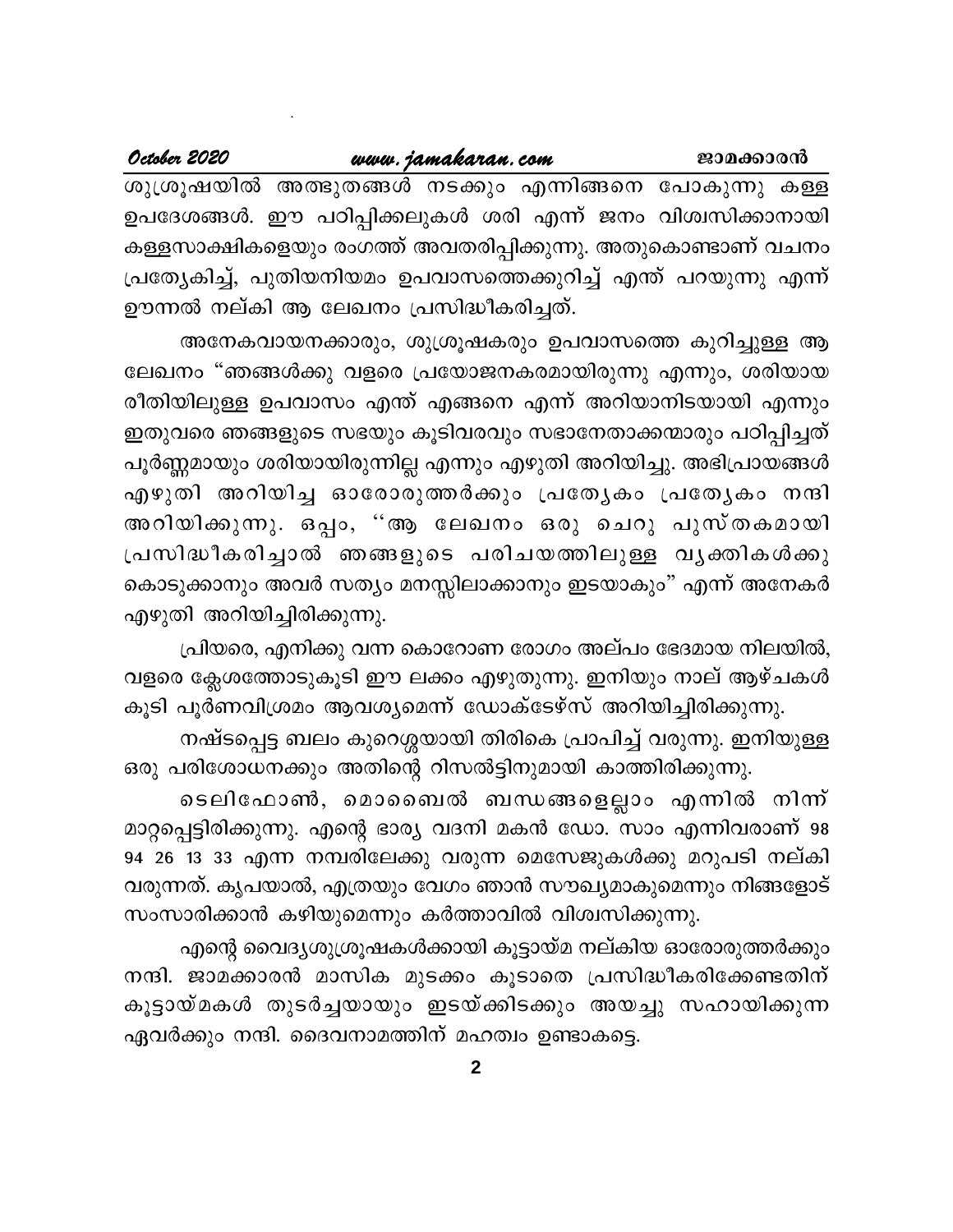ശുശ്രൂഷയിൽ അത്ഭുതങ്ങൾ നടക്കും എന്നിങ്ങനെ പോകുന്നു കള്ള ഉപദേശങ്ങൾ. ഈ പഠിപ്പിക്കലുകൾ ശരി എന്ന് ജനം വിശ്വസിക്കാനായി കള്ളസാക്ഷികളെയും രംഗത്ത് അവതരിപ്പിക്കുന്നു. അതുകൊണ്ടാണ് വചനം പ്രത്യേകിച്ച്, പുതിയനിയമം ഉപവാസത്തെക്കുറിച്ച് എന്ത് പറയുന്നു എന്ന് ഊന്നൽ നല്കി ആ ലേഖനം പ്രസിദ്ധീകരിച്ചത്.

അനേകവായനക്കാരും, ശുശ്രൂഷകരും ഉപവാസത്തെ കുറിച്ചുള്ള ആ ലേഖനം "ഞങ്ങൾക്കു വളരെ പ്രയോജനകരമായിരുന്നു എന്നും, ശരിയായ രീതിയിലുള്ള ഉപവാസം എന്ത് എങ്ങനെ എന്ന് അറിയാനിടയായി എന്നും ഇതുവരെ ഞങ്ങളുടെ സഭയും കൂടിവരവും സഭാനേതാക്കന്മാരും പഠിപ്പിച്ചത് പൂർണ്ണമായും ശരിയായിരുന്നില്ല എന്നും എഴുതി അറിയിച്ചു. അഭിപ്രായങ്ങൾ എഴുതി അറിയിച്ച ഓരോരുത്തർക്കും പ്രത്യേകം പ്രത്യേകം നന്ദി അറിയിക്കുന്നു. ഒപ്പം, ''ആ ലേഖനം ഒരു ചെറു പുസ്തകമായി പ്രസിദ്ധീകരിച്ചാൽ ഞങ്ങളുടെ പരിചയത്തിലുള്ള വ്യക്തികൾക്കു കൊടുക്കാനും അവർ സത്യം മനസ്സിലാക്കാനും ഇടയാകും" എന്ന് അനേകർ എഴുതി അറിയിച്ചിരിക്കുന്നു.

പ്രിയരെ, എനിക്കു വന്ന കൊറോണ രോഗം അല്പം ഭേദമായ നിലയിൽ, വളരെ ക്ലേശത്തോടുകൂടി ഈ ലക്കം എഴുതുന്നു. ഇനിയും നാല് ആഴ്ചകൾ കൂടി പൂർണവിശ്രമം ആവശ്യമെന്ന് ഡോക്ടേഴ്സ് അറിയിച്ചിരിക്കുന്നു.

നഷ്ടപ്പെട്ട ബലം കുറെശ്ശയായി തിരികെ പ്രാപിച്ച് വരുന്നു. ഇനിയുള്ള ഒരു പരിശോധനക്കും അതിന്റെ റിസൽട്ടിനുമായി കാത്തിരിക്കുന്നു.

ടെലിഫോൺ, മൊബൈൽ ബന്ധങ്ങളെല്ലാം എന്നിൽ നിന്ന് മാറ്റപ്പെട്ടിരിക്കുന്നു. എന്റെ ഭാര്യ വദനി മകൻ ഡോ. സാം എന്നിവരാണ് 98 94 26 13 33 എന്ന നമ്പരിലേക്കു വരുന്ന മെസേജുകൾക്കു മറുപടി നല്കി വരുന്നത്. കൃപയാൽ, എത്രയും വേഗം ഞാൻ സൗഖ്യമാകുമെന്നും നിങ്ങളോട് സംസാരിക്കാൻ കഴിയുമെന്നും കർത്താവിൽ വിശ്വസിക്കുന്നു.

എന്റെ വൈദ്യശുശ്രൂഷകൾക്കായി കൂട്ടായ്മ നല്കിയ ഓരോരുത്തർക്കും നന്ദി. ജാമക്കാരൻ മാസിക മുടക്കം കൂടാതെ പ്രസിദ്ധീകരിക്കേണ്ടതിന് കൂട്ടായ്മകൾ തുടർച്ചയായും ഇടയ്ക്കിടക്കും അയച്ചു സഹായിക്കുന്ന ഏവർക്കും നന്ദി. ദൈവനാമത്തിന് മഹത്വം ഉണ്ടാകട്ടെ.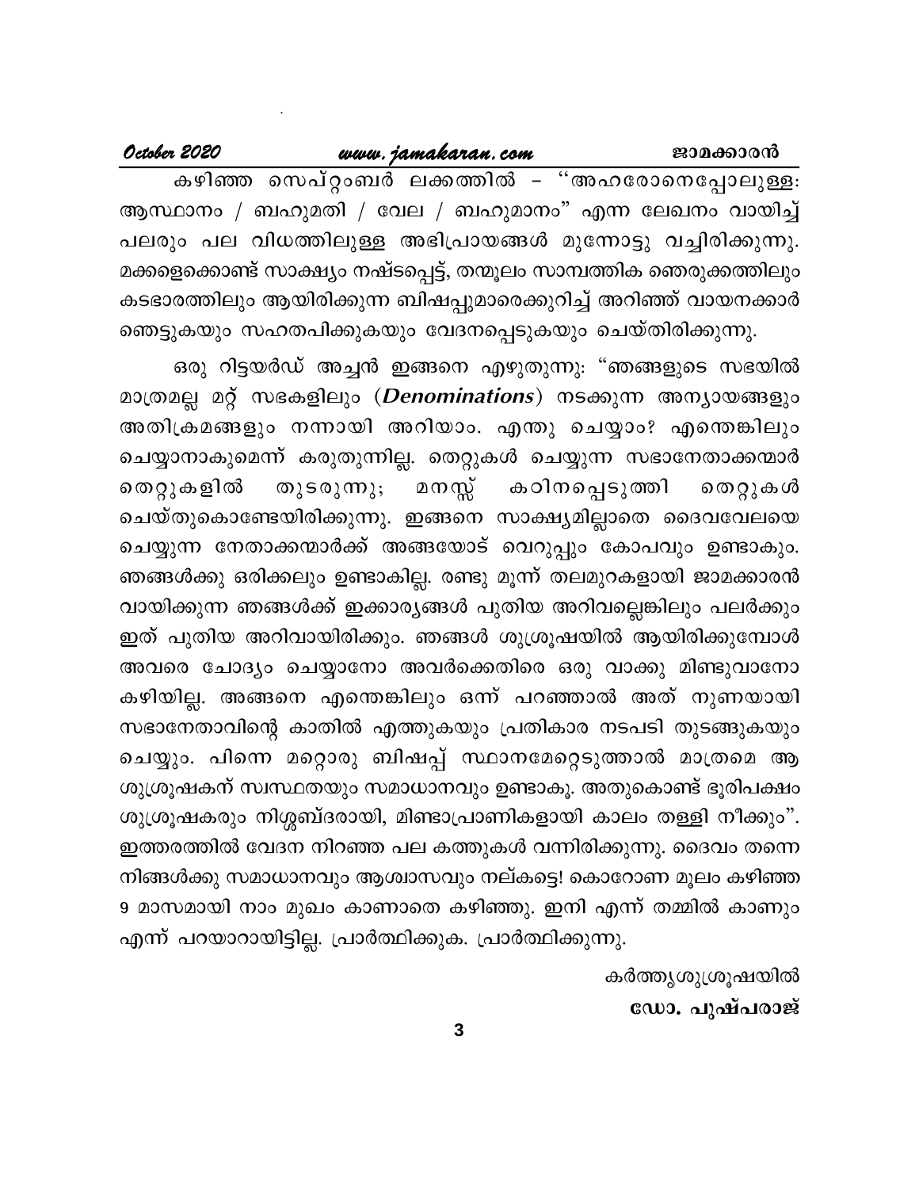കഴിഞ്ഞ സെപ്റ്റംബർ ലക്കത്തിൽ – "അഹരോനെപ്പോലുള്ള: ആസ്ഥാനം / ബഹുമതി / വേല / ബഹുമാനം" എന്ന ലേഖനം വായിച്ച് പലരും പല വിധത്തിലുള്ള അഭിപ്രായങ്ങൾ മുന്നോട്ടു വച്ചിരിക്കുന്നു. മക്കളെക്കൊണ്ട് സാക്ഷ്യം നഷ്ടപ്പെട്ട്, തന്മൂലം സാമ്പത്തിക ഞെരുക്കത്തിലും കടഭാരത്തിലും ആയിരിക്കുന്ന ബിഷപ്പുമാരെക്കുറിച്ച് അറിഞ്ഞ് വായനക്കാർ ഞെട്ടുകയും സഹതപിക്കുകയും വേദനപ്പെടുകയും ചെയ്തിരിക്കുന്നു.

ഒരു റിട്ടയർഡ് അച്ചൻ ഇങ്ങനെ എഴുതുന്നു: "ഞങ്ങളുടെ സഭയിൽ മാത്രമല്ല മറ്റ് സഭകളിലും (***Denominations***) നടക്കുന്ന അന്യായങ്ങളും അതിക്രമങ്ങളും നന്നായി അറിയാം. എന്തു ചെയ്യാം? എന്തെങ്കിലും ചെയ്യാനാകുമെന്ന് കരുതുന്നില്ല. തെറ്റുകൾ ചെയ്യുന്ന സഭാനേതാക്കന്മാർ തെറ്റുകളിൽ തുടരുന്നു; മനസ്സ് കഠിനപ്പെടുത്തി തെറ്റുകൾ ചെയ്തുകൊണ്ടേയിരിക്കുന്നു. ഇങ്ങനെ സാക്ഷ്യമില്ലാതെ ദൈവവേലയെ ചെയ്യുന്ന നേതാക്കന്മാർക്ക് അങ്ങയോട് വെറുപ്പും കോപവും ഉണ്ടാകും. ഞങ്ങൾക്കു ഒരിക്കലും ഉണ്ടാകില്ല. രണ്ടു മൂന്ന് തലമുറകളായി ജാമക്കാരൻ വായിക്കുന്ന ഞങ്ങൾക്ക് ഇക്കാര്യങ്ങൾ പുതിയ അറിവല്ലെങ്കിലും പലർക്കും ഇത് പുതിയ അറിവായിരിക്കും. ഞങ്ങൾ ശുശ്രൂഷയിൽ ആയിരിക്കുമ്പോൾ അവരെ ചോദ്യം ചെയ്യാനോ അവർക്കെതിരെ ഒരു വാക്കു മിണ്ടുവാനോ കഴിയില്ല. അങ്ങനെ എന്തെങ്കിലും ഒന്ന് പറഞ്ഞാൽ അത് നുണയായി സഭാനേതാവിന്റെ കാതിൽ എത്തുകയും പ്രതികാര നടപടി തുടങ്ങുകയും ചെയ്യും. പിന്നെ മറ്റൊരു ബിഷപ്പ് സ്ഥാനമേറ്റെടുത്താൽ മാത്രമെ ആ ശുശ്രൂഷകന് സ്വസ്ഥതയും സമാധാനവും ഉണ്ടാകൂ. അതുകൊണ്ട് ഭൂരിപക്ഷം ശുശ്രൂഷകരും നിശ്ശബ്ദരായി, മിണ്ടാപ്രാണികളായി കാലം തള്ളി നീക്കും". ഇത്തരത്തിൽ വേദന നിറഞ്ഞ പല കത്തുകൾ വന്നിരിക്കുന്നു. ദൈവം തന്നെ നിങ്ങൾക്കു സമാധാനവും ആശ്വാസവും നല്കട്ടെ! കൊറോണ മൂലം കഴിഞ്ഞ 9 മാസമായി നാം മുഖം കാണാതെ കഴിഞ്ഞു. ഇനി എന്ന് തമ്മിൽ കാണും എന്ന് പറയാറായിട്ടില്ല. പ്രാർത്ഥിക്കുക. പ്രാർത്ഥിക്കുന്നു.

കർത്തൃശുശ്രൂഷയിൽ

**ഡോ. പുഷ്പരാജ്**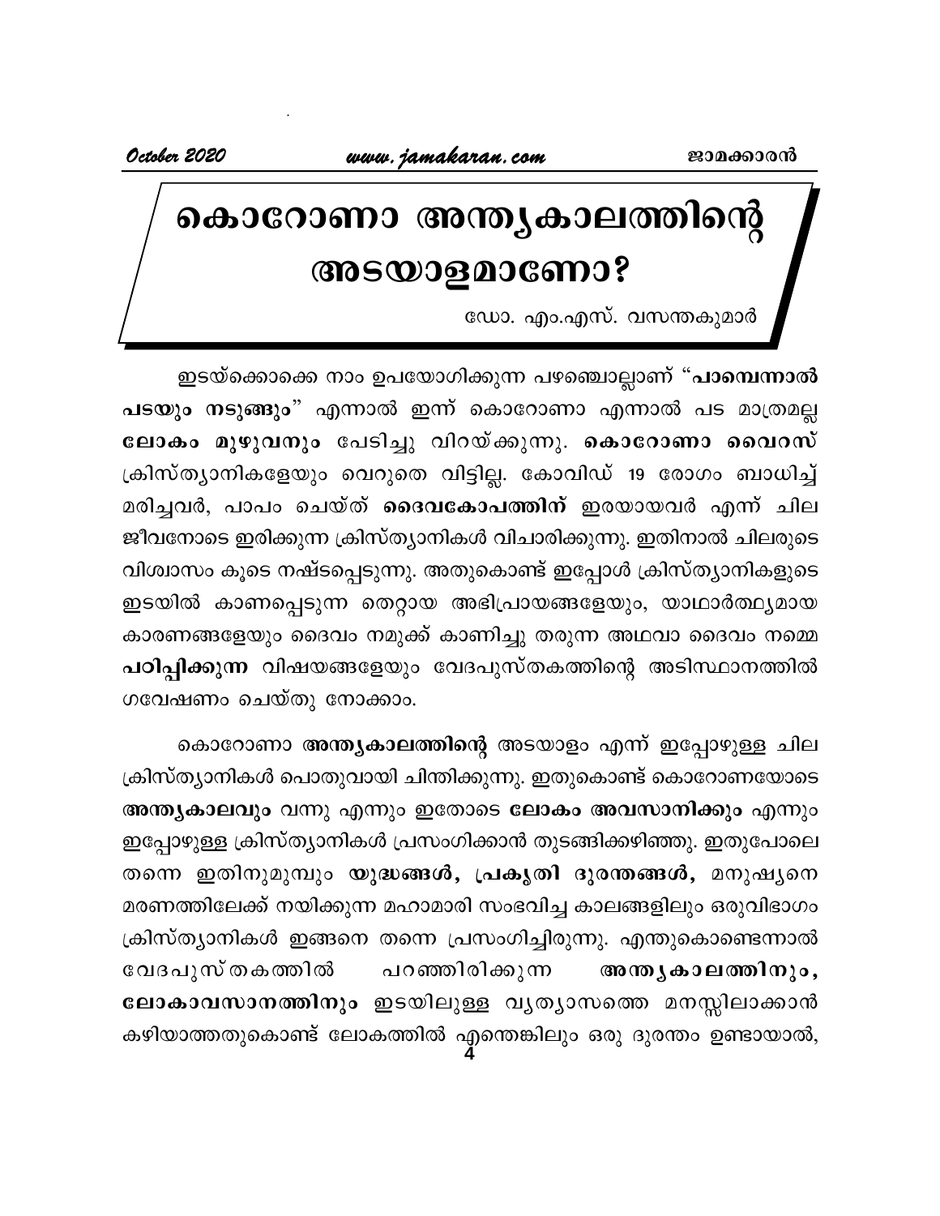# കൊറോണാ അന്ത്യകാലത്തിന്റെ അടയാളമാണോ?

ഡോ. എം.എസ്. വസന്തകുമാർ

ഇടയ്ക്കൊക്കെ നാം ഉപയോഗിക്കുന്ന പഴഞ്ചൊല്ലാണ് "**പാമ്പെന്നാൽ പടയും നടുങ്ങും**" എന്നാൽ ഇന്ന് കൊറോണാ എന്നാൽ പട മാത്രമല്ല **ലോകം മുഴുവനും** പേടിച്ചു വിറയ്ക്കുന്നു. **കൊറോണാ വൈറസ്** ക്രിസ്ത്യാനികളേയും വെറുതെ വിട്ടില്ല. കോവിഡ് 19 രോഗം ബാധിച്ച് മരിച്ചവർ, പാപം ചെയ്ത് **ദൈവകോപത്തിന്** ഇരയായവർ എന്ന് ചില ജീവനോടെ ഇരിക്കുന്ന ക്രിസ്ത്യാനികൾ വിചാരിക്കുന്നു. ഇതിനാൽ ചിലരുടെ വിശ്വാസം കൂടെ നഷ്ടപ്പെടുന്നു. അതുകൊണ്ട് ഇപ്പോൾ ക്രിസ്ത്യാനികളുടെ ഇടയിൽ കാണപ്പെടുന്ന തെറ്റായ അഭിപ്രായങ്ങളേയും, യാഥാർത്ഥ്യമായ കാരണങ്ങളേയും ദൈവം നമുക്ക് കാണിച്ചു തരുന്ന അഥവാ ദൈവം നമ്മെ **പഠിപ്പിക്കുന്ന** വിഷയങ്ങളേയും വേദപുസ്തകത്തിന്റെ അടിസ്ഥാനത്തിൽ ഗവേഷണം ചെയ്തു നോക്കാം.

കൊറോണാ **അന്ത്യകാലത്തിന്റെ** അടയാളം എന്ന് ഇപ്പോഴുള്ള ചില ക്രിസ്ത്യാനികൾ പൊതുവായി ചിന്തിക്കുന്നു. ഇതുകൊണ്ട് കൊറോണയോടെ **അന്ത്യകാലവും** വന്നു എന്നും ഇതോടെ **ലോകം അവസാനിക്കും** എന്നും ഇപ്പോഴുള്ള ക്രിസ്ത്യാനികൾ പ്രസംഗിക്കാൻ തുടങ്ങിക്കഴിഞ്ഞു. ഇതുപോലെ തന്നെ ഇതിനുമുമ്പും **യുദ്ധങ്ങൾ, പ്രകൃതി ദുരന്തങ്ങൾ,** മനുഷ്യനെ മരണത്തിലേക്ക് നയിക്കുന്ന മഹാമാരി സംഭവിച്ച കാലങ്ങളിലും ഒരുവിഭാഗം ക്രിസ്ത്യാനികൾ ഇങ്ങനെ തന്നെ പ്രസംഗിച്ചിരുന്നു. എന്തുകൊണ്ടെന്നാൽ വേദപുസ്തകത്തിൽ പറഞ്ഞിരിക്കുന്ന **അന്ത്യകാലത്തിനും, ലോകാവസാനത്തിനും** ഇടയിലുള്ള വ്യത്യാസത്തെ മനസ്സിലാക്കാൻ കഴിയാത്തതുകൊണ്ട് ലോകത്തിൽ എന്തെങ്കിലും ഒരു ദുരന്തം ഉണ്ടായാൽ,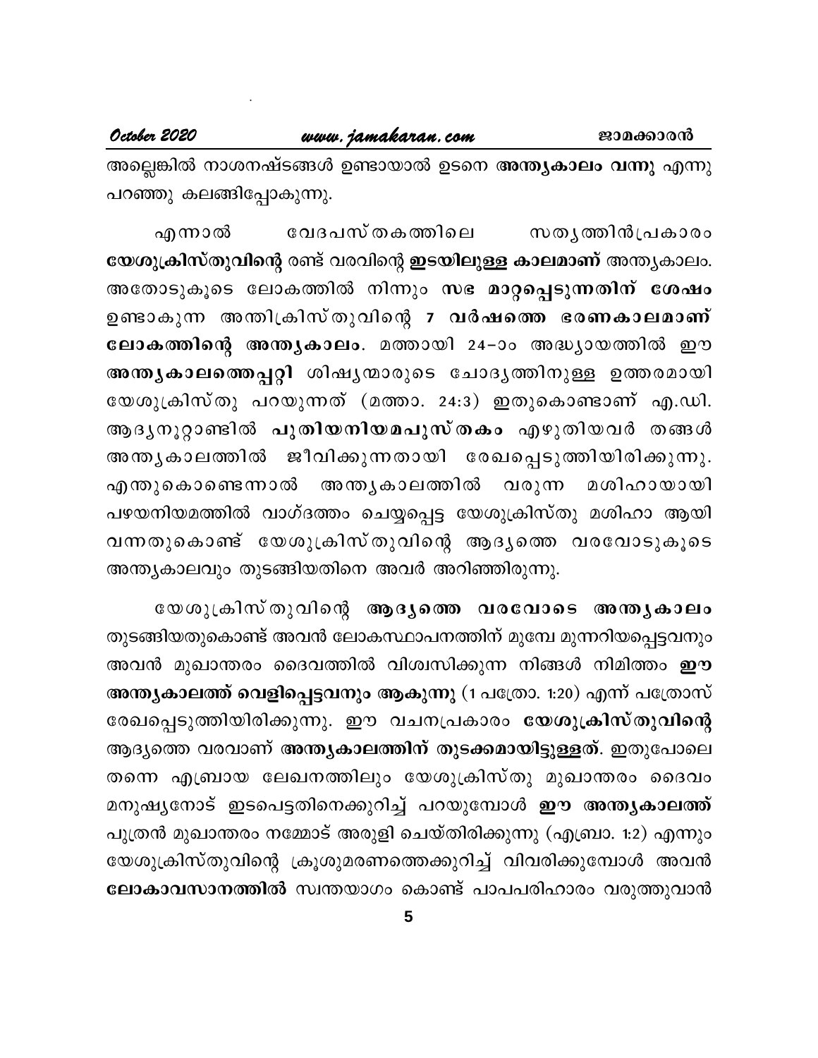അല്ലെങ്കിൽ നാശനഷ്ടങ്ങൾ ഉണ്ടായാൽ ഉടനെ **അന്ത്യകാലം വന്നു** എന്നു പറഞ്ഞു കലങ്ങിപ്പോകുന്നു.

എന്നാൽ വേദപുസ്തകത്തിലെ സത്യത്തിൻപ്രകാരം **യേശുക്രിസ്തുവിന്റെ** രണ്ട് വരവിന്റെ **ഇടയിലുള്ള കാലമാണ്** അന്ത്യകാലം. അതോടുകൂടെ ലോകത്തിൽ നിന്നും **സഭ മാറ്റപ്പെടുന്നതിന് ശേഷം** ഉണ്ടാകുന്ന അന്തിക്രിസ്തുവിന്റെ **7 വർഷത്തെ ഭരണകാലമാണ് ലോകത്തിന്റെ അന്ത്യകാലം**. മത്തായി 24–ാം അദ്ധ്യായത്തിൽ ഈ **അന്ത്യകാലത്തെപ്പറ്റി** ശിഷ്യന്മാരുടെ ചോദ്യത്തിനുള്ള ഉത്തരമായി യേശുക്രിസ്തു പറയുന്നത് (മത്താ. 24:3) ഇതുകൊണ്ടാണ് എ.ഡി. ആദ്യനൂറ്റാണ്ടിൽ **പുതിയനിയമപുസ്തകം** എഴുതിയവർ തങ്ങൾ അന്ത്യകാലത്തിൽ ജീവിക്കുന്നതായി രേഖപ്പെടുത്തിയിരിക്കുന്നു. എന്തുകൊണ്ടെന്നാൽ അന്ത്യകാലത്തിൽ വരുന്ന മശിഹായായി പഴയനിയമത്തിൽ വാഗ്ദത്തം ചെയ്യപ്പെട്ട യേശുക്രിസ്തു മശിഹാ ആയി വന്നതുകൊണ്ട് യേശുക്രിസ്തുവിന്റെ ആദ്യത്തെ വരവോടുകൂടെ അന്ത്യകാലവും തുടങ്ങിയതിനെ അവർ അറിഞ്ഞിരുന്നു.

യേശുക്രിസ്തുവിന്റെ **ആദ്യത്തെ വരവോടെ അന്ത്യകാലം** തുടങ്ങിയതുകൊണ്ട് അവൻ ലോകസ്ഥാപനത്തിന് മുമ്പേ മുന്നറിയപ്പെട്ടവനും അവൻ മുഖാന്തരം ദൈവത്തിൽ വിശ്വസിക്കുന്ന നിങ്ങൾ നിമിത്തം **ഈ അന്ത്യകാലത്ത് വെളിപ്പെട്ടവനും ആകുന്നു** (1 പത്രോ. 1:20) എന്ന് പത്രോസ് രേഖപ്പെടുത്തിയിരിക്കുന്നു. ഈ വചനപ്രകാരം **യേശുക്രിസ്തുവിന്റെ** ആദ്യത്തെ വരവാണ് **അന്ത്യകാലത്തിന് തുടക്കമായിട്ടുള്ളത്**. ഇതുപോലെ തന്നെ എബ്രായ ലേഖനത്തിലും യേശുക്രിസ്തു മുഖാന്തരം ദൈവം മനുഷ്യനോട് ഇടപെട്ടതിനെക്കുറിച്ച് പറയുമ്പോൾ **ഈ അന്ത്യകാലത്ത്** പുത്രൻ മുഖാന്തരം നമ്മോട് അരുളി ചെയ്തിരിക്കുന്നു (എബ്രാ. 1:2) എന്നും യേശുക്രിസ്തുവിന്റെ ക്രൂശുമരണത്തെക്കുറിച്ച് വിവരിക്കുമ്പോൾ അവൻ **ലോകാവസാനത്തിൽ** സ്വന്തയാഗം കൊണ്ട് പാപപരിഹാരം വരുത്തുവാൻ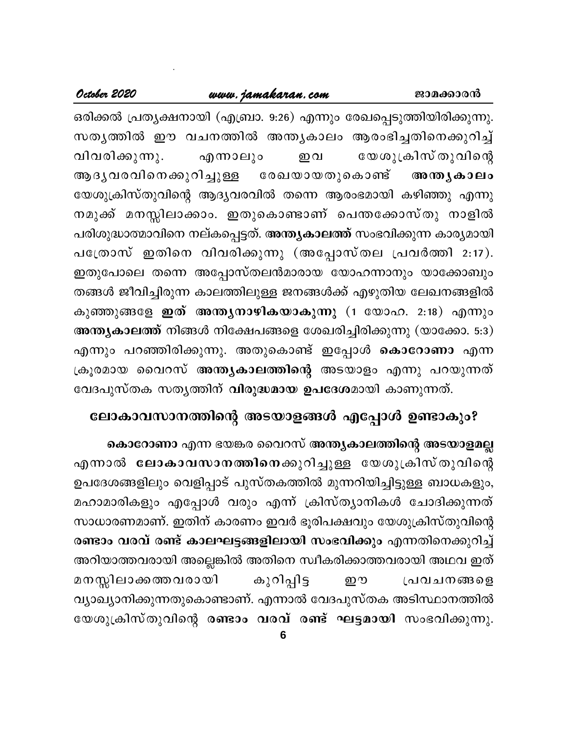ഒരിക്കൽ പ്രത്യക്ഷനായി (എബ്രാ. 9:26) എന്നും രേഖപ്പെടുത്തിയിരിക്കുന്നു. സത്യത്തിൽ ഈ വചനത്തിൽ അന്ത്യകാലം ആരംഭിച്ചതിനെക്കുറിച്ച് വിവരിക്കുന്നു. എന്നാലും ഇവ യേശുക്രിസ്തുവിന്റെ ആദ്യവരവിനെക്കുറിച്ചുള്ള രേഖയായതുകൊണ്ട് **അന്ത്യകാലം** യേശുക്രിസ്തുവിന്റെ ആദ്യവരവിൽ തന്നെ ആരംഭമായി കഴിഞ്ഞു എന്നു നമുക്ക് മനസ്സിലാക്കാം. ഇതുകൊണ്ടാണ് പെന്തക്കോസ്തു നാളിൽ പരിശുദ്ധാത്മാവിനെ നല്കപ്പെട്ടത്. **അന്ത്യകാലത്ത്** സംഭവിക്കുന്ന കാര്യമായി പത്രോസ് ഇതിനെ വിവരിക്കുന്നു (അപ്പോസ്തല പ്രവർത്തി 2:17). ഇതുപോലെ തന്നെ അപ്പോസ്തലൻമാരായ യോഹന്നാനും യാക്കോബും തങ്ങൾ ജീവിച്ചിരുന്ന കാലത്തിലുള്ള ജനങ്ങൾക്ക് എഴുതിയ ലേഖനങ്ങളിൽ കുഞ്ഞുങ്ങളേ **ഇത് അന്ത്യനാഴികയാകുന്നു** (1 യോഹ. 2:18) എന്നും **അന്ത്യകാലത്ത്** നിങ്ങൾ നിക്ഷേപങ്ങളെ ശേഖരിച്ചിരിക്കുന്നു (യാക്കോ. 5:3) എന്നും പറഞ്ഞിരിക്കുന്നു. അതുകൊണ്ട് ഇപ്പോൾ **കൊറോണാ** എന്ന ക്രൂരമായ വൈറസ് **അന്ത്യകാലത്തിന്റെ** അടയാളം എന്നു പറയുന്നത് വേദപുസ്തക സത്യത്തിന് **വിരുദ്ധമായ ഉപദേശ**മായി കാണുന്നത്.

## ലോകാവസാനത്തിന്റെ അടയാളങ്ങൾ എപ്പോൾ ഉണ്ടാകും?

**കൊറോണാ** എന്ന ഭയങ്കര വൈറസ് **അന്ത്യകാലത്തിന്റെ അടയാളമല്ല** എന്നാൽ **ലോകാവസാനത്തിനെ**ക്കുറിച്ചുള്ള യേശുക്രിസ്തുവിന്റെ ഉപദേശങ്ങളിലും വെളിപ്പാട് പുസ്തകത്തിൽ മുന്നറിയിച്ചിട്ടുള്ള ബാധകളും, മഹാമാരികളും എപ്പോൾ വരും എന്ന് ക്രിസ്ത്യാനികൾ ചോദിക്കുന്നത് സാധാരണമാണ്. ഇതിന് കാരണം ഇവർ ഭൂരിപക്ഷവും യേശുക്രിസ്തുവിന്റെ **രണ്ടാം വരവ് രണ്ട് കാലഘട്ടങ്ങളിലായി സംഭവിക്കും** എന്നതിനെക്കുറിച്ച് അറിയാത്തവരായി അല്ലെങ്കിൽ അതിനെ സ്വീകരിക്കാത്തവരായി അഥവ ഇത് മനസ്സിലാക്കത്തവരായി കുറിപ്പിട്ട ഈ പ്രവചനങ്ങളെ വ്യാഖ്യാനിക്കുന്നതുകൊണ്ടാണ്. എന്നാൽ വേദപുസ്തക അടിസ്ഥാനത്തിൽ യേശുക്രിസ്തുവിന്റെ **രണ്ടാം വരവ് രണ്ട് ഘട്ടമായി** സംഭവിക്കുന്നു.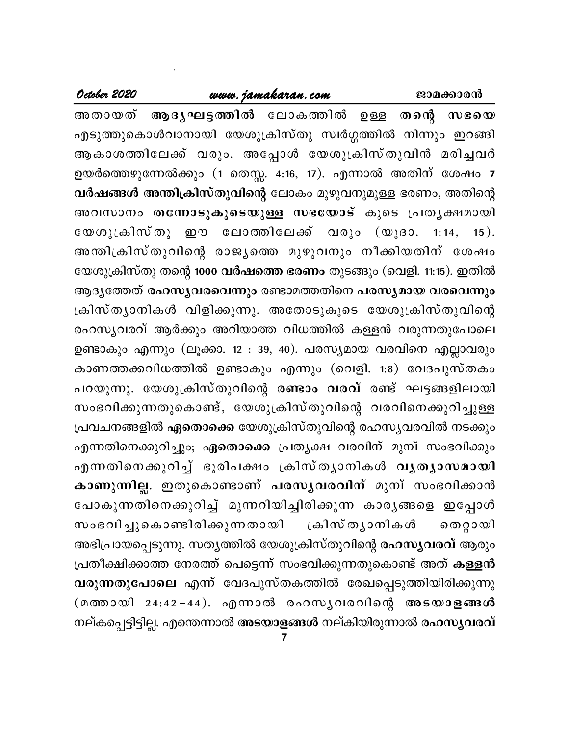അതായത് **ആദ്യഘട്ടത്തിൽ** ലോകത്തിൽ ഉള്ള **തന്റെ സഭയെ** എടുത്തുകൊൾവാനായി യേശുക്രിസ്തു സ്വർഗ്ഗത്തിൽ നിന്നും ഇറങ്ങി ആകാശത്തിലേക്ക് വരും. അപ്പോൾ യേശുക്രിസ്തുവിൻ മരിച്ചവർ ഉയർത്തെഴുന്നേൽക്കും (1 തെസ്സ. 4:16, 17). എന്നാൽ അതിന് ശേഷം **7 വർഷങ്ങൾ അന്തിക്രിസ്തുവിന്റെ** ലോകം മുഴുവനുമുള്ള ഭരണം, അതിന്റെ അവസാനം **തന്നോടുകൂടെയുള്ള സഭയോട്** കൂടെ പ്രത്യക്ഷമായി യേശുക്രിസ്തു ഈ ലോത്തിലേക്ക് വരും (യൂദാ. 1:14, 15). അന്തിക്രിസ്തുവിന്റെ രാജ്യത്തെ മുഴുവനും നീക്കിയതിന് ശേഷം യേശുക്രിസ്തു തന്റെ **1000 വർഷത്തെ ഭരണം** തുടങ്ങും (വെളി. 11:15). ഇതിൽ ആദ്യത്തേത് **രഹസ്യവരവെന്നും** രണ്ടാമത്തതിനെ **പരസ്യമായ വരവെന്നും** ക്രിസ്ത്യാനികൾ വിളിക്കുന്നു. അതോടുകൂടെ യേശുക്രിസ്തുവിന്റെ രഹസ്യവരവ് ആർക്കും അറിയാത്ത വിധത്തിൽ കള്ളൻ വരുന്നതുപോലെ ഉണ്ടാകും എന്നും (ലൂക്കാ. 12 : 39, 40). പരസ്യമായ വരവിനെ എല്ലാവരും കാണത്തക്കവിധത്തിൽ ഉണ്ടാകും എന്നും (വെളി. 1:8) വേദപുസ്തകം പറയുന്നു. യേശുക്രിസ്തുവിന്റെ **രണ്ടാം വരവ്** രണ്ട് ഘട്ടങ്ങളിലായി സംഭവിക്കുന്നതുകൊണ്ട്, യേശുക്രിസ്തുവിന്റെ വരവിനെക്കുറിച്ചുള്ള പ്രവചനങ്ങളിൽ **ഏതൊക്കെ** യേശുക്രിസ്തുവിന്റെ രഹസ്യവരവിൽ നടക്കും എന്നതിനെക്കുറിച്ചും; **ഏതൊക്കെ** പ്രത്യക്ഷ വരവിന് മുമ്പ് സംഭവിക്കും എന്നതിനെക്കുറിച്ച് ഭൂരിപക്ഷം ക്രിസ്ത്യാനികൾ **വ്യത്യാസമായി കാണുന്നില്ല**. ഇതുകൊണ്ടാണ് **പരസ്യവരവിന്** മുമ്പ് സംഭവിക്കാൻ പോകുന്നതിനെക്കുറിച്ച് മുന്നറിയിച്ചിരിക്കുന്ന കാര്യങ്ങളെ ഇപ്പോൾ സംഭവിച്ചുകൊണ്ടിരിക്കുന്നതായി ക്രിസ്ത്യാനികൾ തെറ്റായി അഭിപ്രായപ്പെടുന്നു. സത്യത്തിൽ യേശുക്രിസ്തുവിന്റെ **രഹസ്യവരവ്** ആരും പ്രതീക്ഷിക്കാത്ത നേരത്ത് പെട്ടെന്ന് സംഭവിക്കുന്നതുകൊണ്ട് അത് **കള്ളൻ വരുന്നതുപോലെ** എന്ന് വേദപുസ്തകത്തിൽ രേഖപ്പെടുത്തിയിരിക്കുന്നു (മത്തായി 24:42–44). എന്നാൽ രഹസ്യവരവിന്റെ **അടയാളങ്ങൾ** നല്കപ്പെട്ടിട്ടില്ല. എന്തെന്നാൽ **അടയാളങ്ങൾ** നല്കിയിരുന്നാൽ **രഹസ്യവരവ്**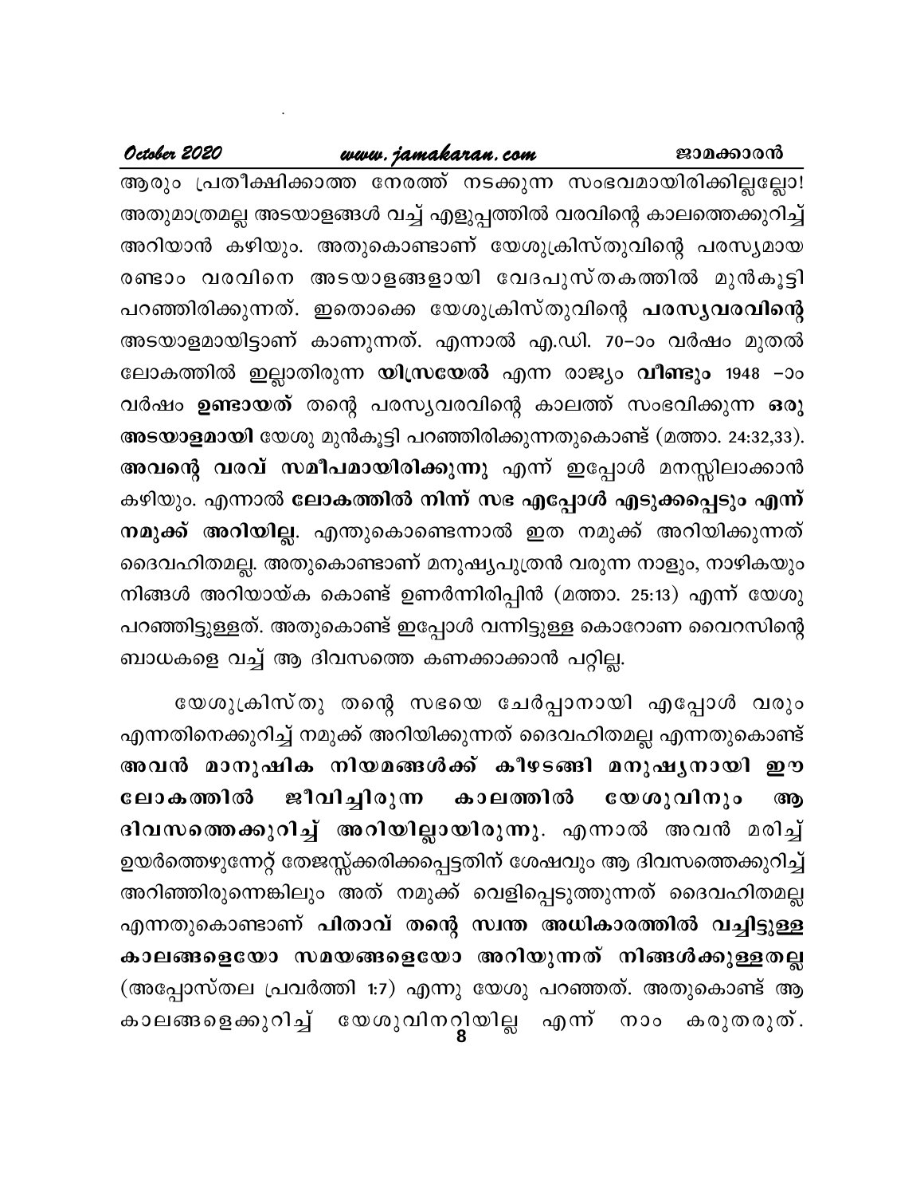ആരും പ്രതീക്ഷിക്കാത്ത നേരത്ത് നടക്കുന്ന സംഭവമായിരിക്കില്ലല്ലോ! അതുമാത്രമല്ല അടയാളങ്ങൾ വച്ച് എളുപ്പത്തിൽ വരവിന്റെ കാലത്തെക്കുറിച്ച് അറിയാൻ കഴിയും. അതുകൊണ്ടാണ് യേശുക്രിസ്തുവിന്റെ പരസ്യമായ രണ്ടാം വരവിനെ അടയാളങ്ങളായി വേദപുസ്തകത്തിൽ മുൻകൂട്ടി പറഞ്ഞിരിക്കുന്നത്. ഇതൊക്കെ യേശുക്രിസ്തുവിന്റെ **പരസ്യവരവിന്റെ** അടയാളമായിട്ടാണ് കാണുന്നത്. എന്നാൽ എ.ഡി. 70–ാം വർഷം മുതൽ ലോകത്തിൽ ഇല്ലാതിരുന്ന **യിസ്രയേൽ** എന്ന രാജ്യം **വീണ്ടും** 1948 –ാം വർഷം **ഉണ്ടായത്** തന്റെ പരസ്യവരവിന്റെ കാലത്ത് സംഭവിക്കുന്ന **ഒരു അടയാളമായി** യേശു മുൻകൂട്ടി പറഞ്ഞിരിക്കുന്നതുകൊണ്ട് (മത്താ. 24:32,33). **അവന്റെ വരവ് സമീപമായിരിക്കുന്നു** എന്ന് ഇപ്പോൾ മനസ്സിലാക്കാൻ കഴിയും. എന്നാൽ **ലോകത്തിൽ നിന്ന് സഭ എപ്പോൾ എടുക്കപ്പെടും എന്ന് നമുക്ക് അറിയില്ല**. എന്തുകൊണ്ടെന്നാൽ ഇത നമുക്ക് അറിയിക്കുന്നത് ദൈവഹിതമല്ല. അതുകൊണ്ടാണ് മനുഷ്യപുത്രൻ വരുന്ന നാളും, നാഴികയും നിങ്ങൾ അറിയായ്ക കൊണ്ട് ഉണർന്നിരിപ്പിൻ (മത്താ. 25:13) എന്ന് യേശു പറഞ്ഞിട്ടുള്ളത്. അതുകൊണ്ട് ഇപ്പോൾ വന്നിട്ടുള്ള കൊറോണ വൈറസിന്റെ ബാധകളെ വച്ച് ആ ദിവസത്തെ കണക്കാക്കാൻ പറ്റില്ല.

യേശുക്രിസ്തു തന്റെ സഭയെ ചേർപ്പാനായി എപ്പോൾ വരും എന്നതിനെക്കുറിച്ച് നമുക്ക് അറിയിക്കുന്നത് ദൈവഹിതമല്ല എന്നതുകൊണ്ട് **അവൻ മാനുഷിക നിയമങ്ങൾക്ക് കീഴടങ്ങി മനുഷ്യനായി ഈ ലോകത്തിൽ ജീവിച്ചിരുന്ന കാലത്തിൽ യേശുവിനും ആ ദിവസത്തെക്കുറിച്ച് അറിയില്ലായിരുന്നു**. എന്നാൽ അവൻ മരിച്ച് ഉയർത്തെഴുന്നേറ്റ് തേജസ്സ്ക്കരിക്കപ്പെട്ടതിന് ശേഷവും ആ ദിവസത്തെക്കുറിച്ച് അറിഞ്ഞിരുന്നെങ്കിലും അത് നമുക്ക് വെളിപ്പെടുത്തുന്നത് ദൈവഹിതമല്ല എന്നതുകൊണ്ടാണ് **പിതാവ് തന്റെ സ്വന്ത അധികാരത്തിൽ വച്ചിട്ടുള്ള കാലങ്ങളെയോ സമയങ്ങളെയോ അറിയുന്നത് നിങ്ങൾക്കുള്ളതല്ല** (അപ്പോസ്തല പ്രവർത്തി 1:7) എന്നു യേശു പറഞ്ഞത്. അതുകൊണ്ട് ആ കാലങ്ങളെക്കുറിച്ച് യേശുവിനറിയില്ല എന്ന് നാം കരുതരുത്.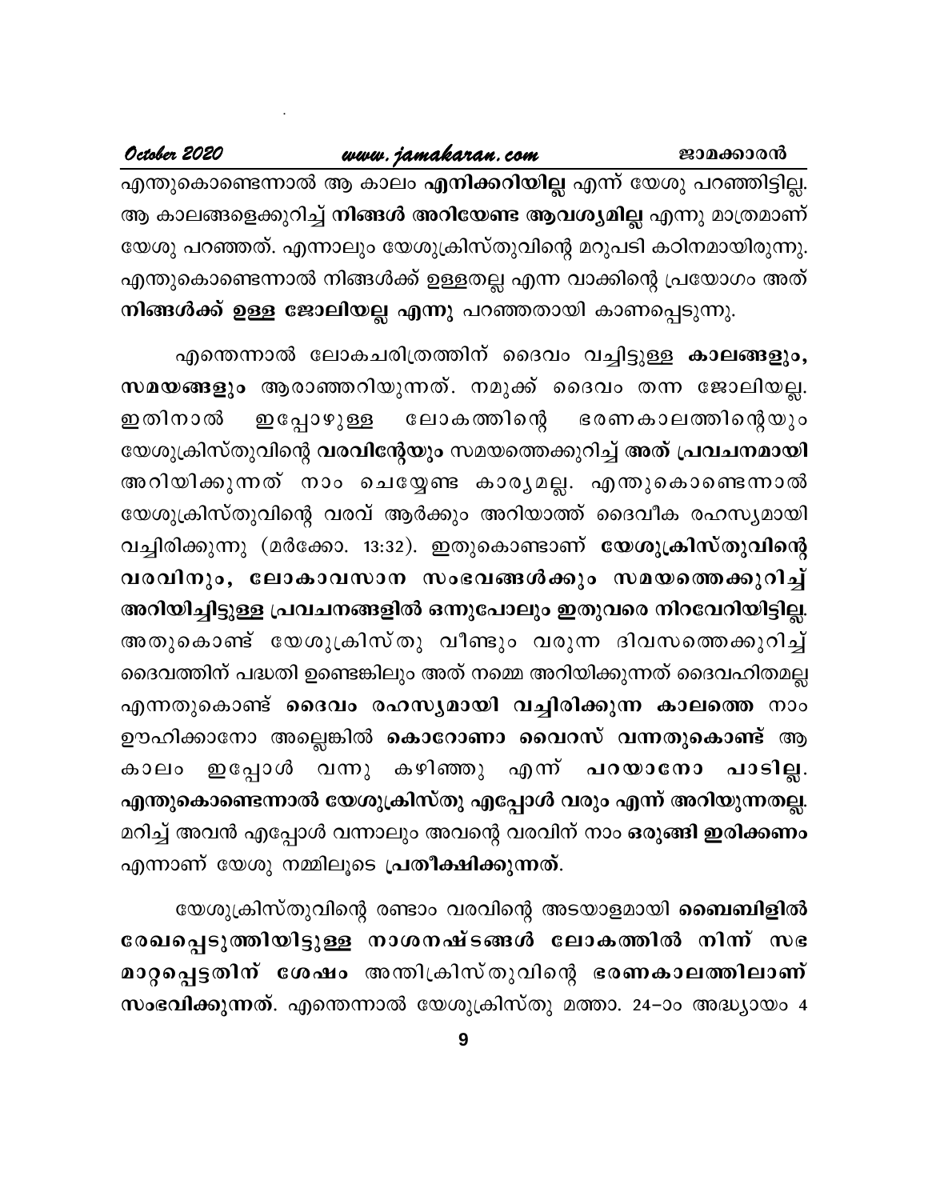എന്തുകൊണ്ടെന്നാൽ ആ കാലം **എനിക്കറിയില്ല** എന്ന് യേശു പറഞ്ഞിട്ടില്ല. ആ കാലങ്ങളെക്കുറിച്ച് **നിങ്ങൾ അറിയേണ്ട ആവശ്യമില്ല** എന്നു മാത്രമാണ് യേശു പറഞ്ഞത്. എന്നാലും യേശുക്രിസ്തുവിന്റെ മറുപടി കഠിനമായിരുന്നു. എന്തുകൊണ്ടെന്നാൽ നിങ്ങൾക്ക് ഉള്ളതല്ല എന്ന വാക്കിന്റെ പ്രയോഗം അത് **നിങ്ങൾക്ക് ഉള്ള ജോലിയല്ല എന്നു** പറഞ്ഞതായി കാണപ്പെടുന്നു.

എന്തെന്നാൽ ലോകചരിത്രത്തിന് ദൈവം വച്ചിട്ടുള്ള **കാലങ്ങളും, സമയങ്ങളും** ആരാഞ്ഞറിയുന്നത്. നമുക്ക് ദൈവം തന്ന ജോലിയല്ല. ഇതിനാൽ ഇപ്പോഴുള്ള ലോകത്തിന്റെ ഭരണകാലത്തിന്റെയും യേശുക്രിസ്തുവിന്റെ **വരവിന്റേയും** സമയത്തെക്കുറിച്ച് **അത് പ്രവചനമായി** അറിയിക്കുന്നത് നാം ചെയ്യേണ്ട കാര്യമല്ല. എന്തുകൊണ്ടെന്നാൽ യേശുക്രിസ്തുവിന്റെ വരവ് ആർക്കും അറിയാത്ത് ദൈവീക രഹസ്യമായി വച്ചിരിക്കുന്നു (മർക്കോ. 13:32). ഇതുകൊണ്ടാണ് **യേശുക്രിസ്തുവിന്റെ വരവിനും, ലോകാവസാന സംഭവങ്ങൾക്കും സമയത്തെക്കുറിച്ച് അറിയിച്ചിട്ടുള്ള പ്രവചനങ്ങളിൽ ഒന്നുപോലും ഇതുവരെ നിറവേറിയിട്ടില്ല.** അതുകൊണ്ട് യേശുക്രിസ്തു വീണ്ടും വരുന്ന ദിവസത്തെക്കുറിച്ച് ദൈവത്തിന് പദ്ധതി ഉണ്ടെങ്കിലും അത് നമ്മെ അറിയിക്കുന്നത് ദൈവഹിതമല്ല എന്നതുകൊണ്ട് **ദൈവം രഹസ്യമായി വച്ചിരിക്കുന്ന കാലത്തെ** നാം ഊഹിക്കാനോ അല്ലെങ്കിൽ **കൊറോണാ വൈറസ് വന്നതുകൊണ്ട്** ആ കാലം ഇപ്പോൾ വന്നു കഴിഞ്ഞു എന്ന് **പറയാനോ പാടില്ല. എന്തുകൊണ്ടെന്നാൽ യേശുക്രിസ്തു എപ്പോൾ വരും എന്ന് അറിയുന്നതല്ല.** മറിച്ച് അവൻ എപ്പോൾ വന്നാലും അവന്റെ വരവിന് നാം **ഒരുങ്ങി ഇരിക്കണം** എന്നാണ് യേശു നമ്മിലൂടെ **പ്രതീക്ഷിക്കുന്നത്.**

യേശുക്രിസ്തുവിന്റെ രണ്ടാം വരവിന്റെ അടയാളമായി **ബൈബിളിൽ രേഖപ്പെടുത്തിയിട്ടുള്ള നാശനഷ്ടങ്ങൾ ലോകത്തിൽ നിന്ന് സഭ മാറ്റപ്പെട്ടതിന് ശേഷം** അന്തിക്രിസ്തുവിന്റെ **ഭരണകാലത്തിലാണ് സംഭവിക്കുന്നത്.** എന്തെന്നാൽ യേശുക്രിസ്തു മത്താ. 24–ാം അദ്ധ്യായം 4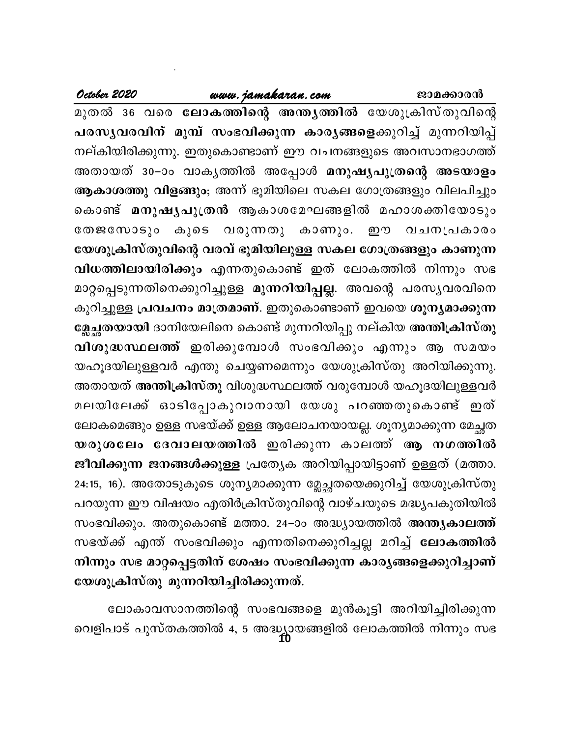മുതൽ 36 വരെ **ലോകത്തിന്റെ അന്ത്യത്തിൽ** യേശുക്രിസ്തുവിന്റെ **പരസ്യവരവിന് മുമ്പ് സംഭവിക്കുന്ന കാര്യങ്ങളെ**ക്കുറിച്ച് മുന്നറിയിപ്പ് നല്കിയിരിക്കുന്നു. ഇതുകൊണ്ടാണ് ഈ വചനങ്ങളുടെ അവസാനഭാഗത്ത് അതായത് 30-ാം വാക്യത്തിൽ അപ്പോൾ **മനുഷ്യപുത്രന്റെ അടയാളം ആകാശത്തു വിളങ്ങും;** അന്ന് ഭൂമിയിലെ സകല ഗോത്രങ്ങളും വിലപിച്ചും കൊണ്ട് **മനുഷ്യപുത്രൻ** ആകാശമേഘങ്ങളിൽ മഹാശക്തിയോടും തേജസോടും കൂടെ വരുന്നതു കാണും. ഈ വചനപ്രകാരം **യേശുക്രിസ്തുവിന്റെ വരവ് ഭൂമിയിലുള്ള സകല ഗോത്രങ്ങളും കാണുന്ന വിധത്തിലായിരിക്കും** എന്നതുകൊണ്ട് ഇത് ലോകത്തിൽ നിന്നും സഭ മാറ്റപ്പെടുന്നതിനെക്കുറിച്ചുള്ള **മുന്നറിയിപ്പല്ല**. അവന്റെ പരസ്യവരവിനെ കുറിച്ചുള്ള **പ്രവചനം മാത്രമാണ്**. ഇതുകൊണ്ടാണ് ഇവയെ **ശൂന്യമാക്കുന്ന മ്ലേച്ഛതയായി** ദാനിയേലിനെ കൊണ്ട് മുന്നറിയിപ്പു നല്കിയ **അന്തിക്രിസ്തു വിശുദ്ധസ്ഥലത്ത്** ഇരിക്കുമ്പോൾ സംഭവിക്കും എന്നും ആ സമയം യഹൂദയിലുള്ളവർ എന്തു ചെയ്യണമെന്നും യേശുക്രിസ്തു അറിയിക്കുന്നു. അതായത് **അന്തിക്രിസ്തു** വിശുദ്ധസ്ഥലത്ത് വരുമ്പോൾ യഹൂദയിലുള്ളവർ മലയിലേക്ക് ഓടിപ്പോകുവാനായി യേശു പറഞ്ഞതുകൊണ്ട് ഇത് ലോകമെങ്ങും ഉള്ള സഭയ്ക്ക് ഉള്ള ആലോചനയായല്ല. ശൂന്യമാക്കുന്ന മ്ലേച്ഛത **യരുശലേം ദേവാലയത്തിൽ** ഇരിക്കുന്ന കാലത്ത് **ആ നഗരത്തിൽ ജീവിക്കുന്ന ജനങ്ങൾക്കുള്ള** പ്രത്യേക അറിയിപ്പായിട്ടാണ് ഉള്ളത് (മത്താ. 24:15, 16). അതോടുകൂടെ ശൂന്യമാക്കുന്ന മ്ലേച്ഛതയെക്കുറിച്ച് യേശുക്രിസ്തു പറയുന്ന ഈ വിഷയം എതിർക്രിസ്തുവിന്റെ വാഴ്ചയുടെ മദ്ധ്യപകുതിയിൽ സംഭവിക്കും. അതുകൊണ്ട് മത്താ. 24-ാം അദ്ധ്യായത്തിൽ **അന്ത്യകാലത്ത്** സഭയ്ക്ക് എന്ത് സംഭവിക്കും എന്നതിനെക്കുറിച്ചല്ല മറിച്ച് **ലോകത്തിൽ നിന്നും സഭ മാറ്റപ്പെട്ടതിന് ശേഷം സംഭവിക്കുന്ന കാര്യങ്ങളെക്കുറിച്ചാണ് യേശുക്രിസ്തു മുന്നറിയിച്ചിരിക്കുന്നത്.**

ലോകാവസാനത്തിന്റെ സംഭവങ്ങളെ മുൻകൂട്ടി അറിയിച്ചിരിക്കുന്ന വെളിപാട് പുസ്തകത്തിൽ 4, 5 അദ്ധ്യായങ്ങളിൽ ലോകത്തിൽ നിന്നും സഭ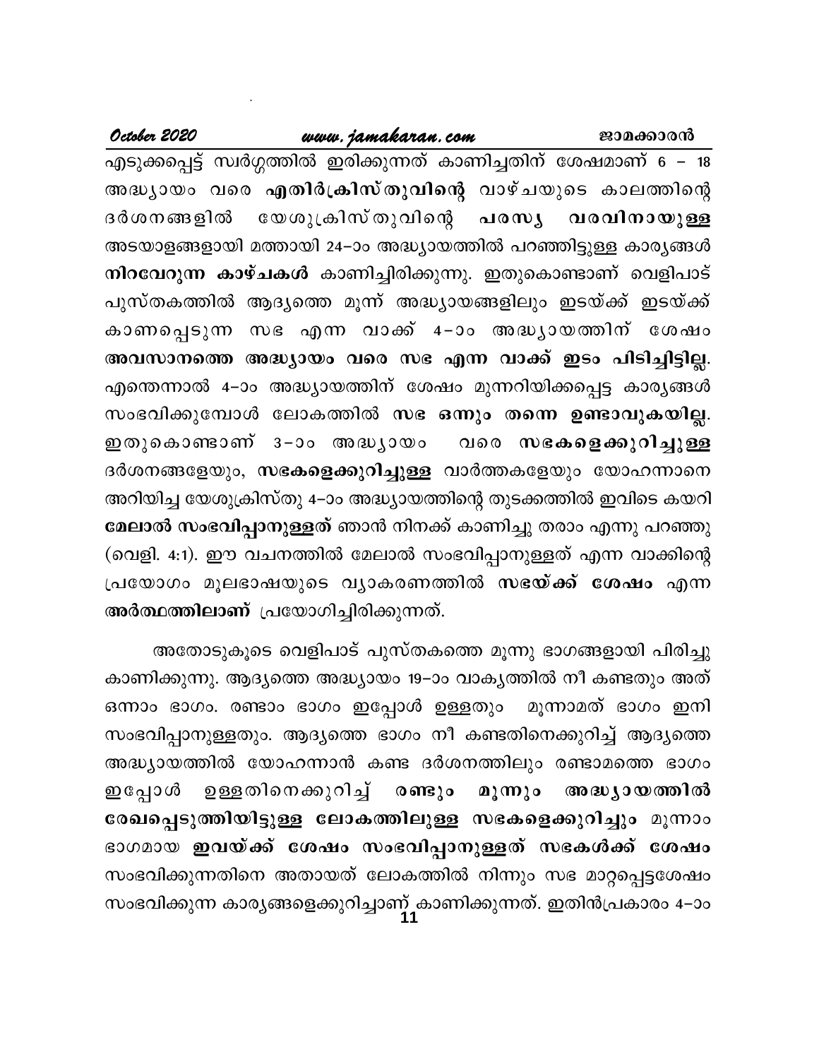എടുക്കപ്പെട്ട് സ്വർഗ്ഗത്തിൽ ഇരിക്കുന്നത് കാണിച്ചതിന് ശേഷമാണ് 6 – 18 അദ്ധ്യായം വരെ **എതിർക്രിസ്തുവിന്റെ** വാഴ്ചയുടെ കാലത്തിന്റെ ദർശനങ്ങളിൽ യേശുക്രിസ്തുവിന്റെ **പരസ്യ വരവിനായുള്ള** അടയാളങ്ങളായി മത്തായി 24–ാം അദ്ധ്യായത്തിൽ പറഞ്ഞിട്ടുള്ള കാര്യങ്ങൾ **നിറവേറുന്ന കാഴ്ചകൾ** കാണിച്ചിരിക്കുന്നു. ഇതുകൊണ്ടാണ് വെളിപാട് പുസ്തകത്തിൽ ആദ്യത്തെ മൂന്ന് അദ്ധ്യായങ്ങളിലും ഇടയ്ക്ക് ഇടയ്ക്ക് കാണപ്പെടുന്ന സഭ എന്ന വാക്ക് 4–ാം അദ്ധ്യായത്തിന് ശേഷം **അവസാനത്തെ അദ്ധ്യായം വരെ സഭ എന്ന വാക്ക് ഇടം പിടിച്ചിട്ടില്ല**. എന്തെന്നാൽ 4–ാം അദ്ധ്യായത്തിന് ശേഷം മുന്നറിയിക്കപ്പെട്ട കാര്യങ്ങൾ സംഭവിക്കുമ്പോൾ ലോകത്തിൽ **സഭ ഒന്നും തന്നെ ഉണ്ടാവുകയില്ല**. ഇതുകൊണ്ടാണ് 3–ാം അദ്ധ്യായം വരെ **സഭകളെക്കുറിച്ചുള്ള** ദർശനങ്ങളേയും, **സഭകളെക്കുറിച്ചുള്ള** വാർത്തകളേയും യോഹന്നാനെ അറിയിച്ച യേശുക്രിസ്തു 4–ാം അദ്ധ്യായത്തിന്റെ തുടക്കത്തിൽ ഇവിടെ കയറി **മേലാൽ സംഭവിപ്പാനുള്ളത്** ഞാൻ നിനക്ക് കാണിച്ചു തരാം എന്നു പറഞ്ഞു (വെളി. 4:1). ഈ വചനത്തിൽ മേലാൽ സംഭവിപ്പാനുള്ളത് എന്ന വാക്കിന്റെ പ്രയോഗം മൂലഭാഷയുടെ വ്യാകരണത്തിൽ **സഭയ്ക്ക് ശേഷം** എന്ന **അർത്ഥത്തിലാണ്** പ്രയോഗിച്ചിരിക്കുന്നത്.

അതോടുകൂടെ വെളിപാട് പുസ്തകത്തെ മൂന്നു ഭാഗങ്ങളായി പിരിച്ചു കാണിക്കുന്നു. ആദ്യത്തെ അദ്ധ്യായം 19–ാം വാക്യത്തിൽ നീ കണ്ടതും അത് ഒന്നാം ഭാഗം. രണ്ടാം ഭാഗം ഇപ്പോൾ ഉള്ളതും മൂന്നാമത് ഭാഗം ഇനി സംഭവിപ്പാനുള്ളതും. ആദ്യത്തെ ഭാഗം നീ കണ്ടതിനെക്കുറിച്ച് ആദ്യത്തെ അദ്ധ്യായത്തിൽ യോഹന്നാൻ കണ്ട ദർശനത്തിലും രണ്ടാമത്തെ ഭാഗം ഇപ്പോൾ ഉള്ളതിനെക്കുറിച്ച് **രണ്ടും മൂന്നും അദ്ധ്യായത്തിൽ രേഖപ്പെടുത്തിയിട്ടുള്ള ലോകത്തിലുള്ള സഭകളെക്കുറിച്ചും** മൂന്നാം ഭാഗമായ **ഇവയ്ക്ക് ശേഷം സംഭവിപ്പാനുള്ളത് സഭകൾക്ക് ശേഷം** സംഭവിക്കുന്നതിനെ അതായത് ലോകത്തിൽ നിന്നും സഭ മാറ്റപ്പെട്ടശേഷം സംഭവിക്കുന്ന കാര്യങ്ങളെക്കുറിച്ചാണ് കാണിക്കുന്നത്. ഇതിൻപ്രകാരം 4–ാം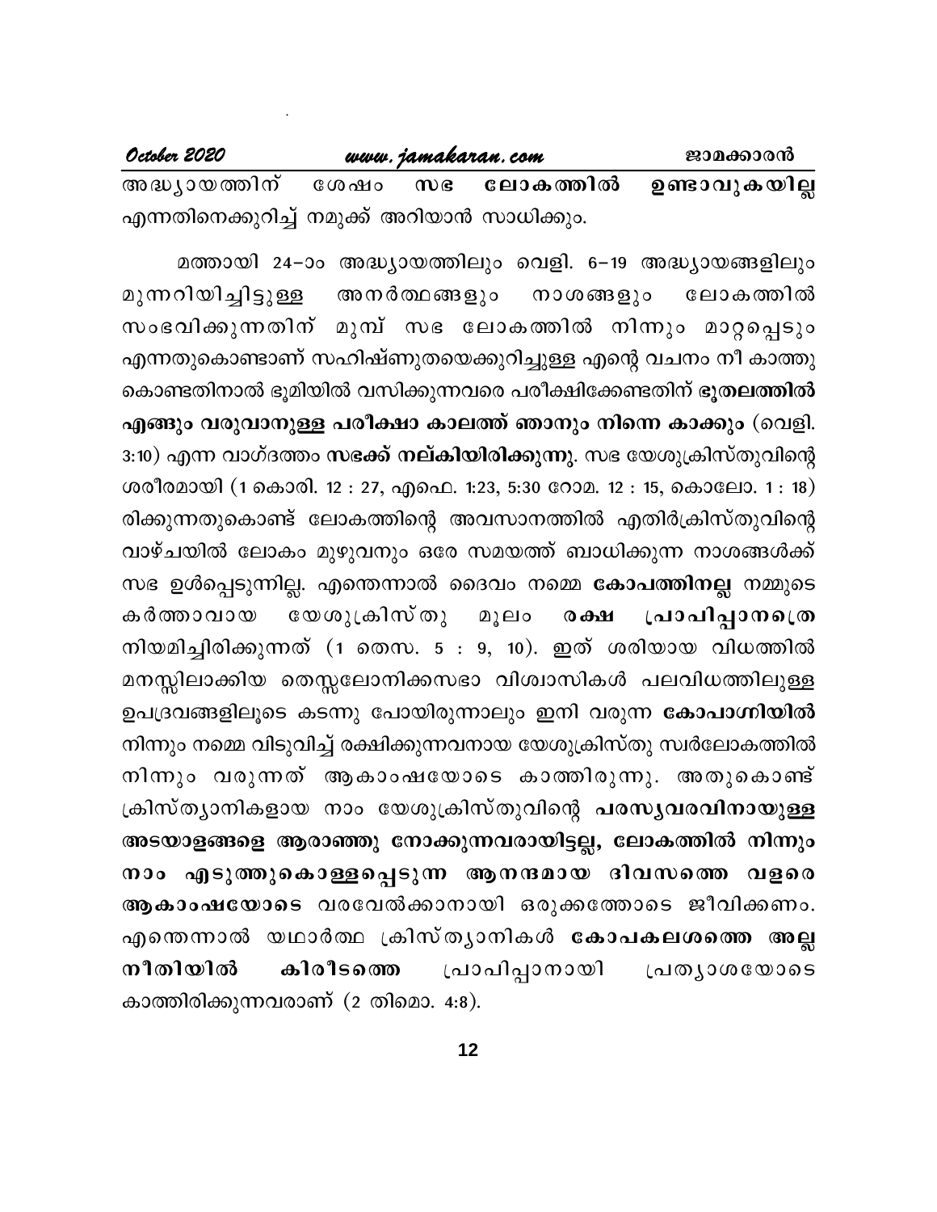അദ്ധ്യായത്തിന് ശേഷം **സഭ ലോകത്തിൽ ഉണ്ടാവുകയില്ല** എന്നതിനെക്കുറിച്ച് നമുക്ക് അറിയാൻ സാധിക്കും.

മത്തായി 24–ാം അദ്ധ്യായത്തിലും വെളി. 6–19 അദ്ധ്യായങ്ങളിലും മുന്നറിയിച്ചിട്ടുള്ള അനർത്ഥങ്ങളും നാശങ്ങളും ലോകത്തിൽ സംഭവിക്കുന്നതിന് മുമ്പ് സഭ ലോകത്തിൽ നിന്നും മാറ്റപ്പെടും എന്നതുകൊണ്ടാണ് സഹിഷ്ണുതയെക്കുറിച്ചുള്ള എന്റെ വചനം നീ കാത്തു കൊണ്ടതിനാൽ ഭൂമിയിൽ വസിക്കുന്നവരെ പരീക്ഷിക്കേണ്ടതിന് **ഭൂതലത്തിൽ എങ്ങും വരുവാനുള്ള പരീക്ഷാ കാലത്ത് ഞാനും നിന്നെ കാക്കും** (വെളി. 3:10) എന്ന വാഗ്ദത്തം **സഭക്ക് നല്കിയിരിക്കുന്നു**. സഭ യേശുക്രിസ്തുവിന്റെ ശരീരമായി (1 കൊരി. 12 : 27, എഫെ. 1:23, 5:30 റോമ. 12 : 15, കൊലോ. 1 : 18) രിക്കുന്നതുകൊണ്ട് ലോകത്തിന്റെ അവസാനത്തിൽ എതിർക്രിസ്തുവിന്റെ വാഴ്ചയിൽ ലോകം മുഴുവനും ഒരേ സമയത്ത് ബാധിക്കുന്ന നാശങ്ങൾക്ക് സഭ ഉൾപ്പെടുന്നില്ല. എന്തെന്നാൽ ദൈവം നമ്മെ **കോപത്തിനല്ല** നമ്മുടെ കർത്താവായ യേശുക്രിസ്തു മൂലം **രക്ഷ പ്രാപിപ്പാനത്രെ** നിയമിച്ചിരിക്കുന്നത് (1 തെസ. 5 : 9, 10). ഇത് ശരിയായ വിധത്തിൽ മനസ്സിലാക്കിയ തെസ്സലോനിക്കസഭാ വിശ്വാസികൾ പലവിധത്തിലുള്ള ഉപദ്രവങ്ങളിലൂടെ കടന്നു പോയിരുന്നാലും ഇനി വരുന്ന **കോപാഗ്നിയിൽ** നിന്നും നമ്മെ വിടുവിച്ച് രക്ഷിക്കുന്നവനായ യേശുക്രിസ്തു സ്വർലോകത്തിൽ നിന്നും വരുന്നത് ആകാംഷയോടെ കാത്തിരുന്നു. അതുകൊണ്ട് ക്രിസ്ത്യാനികളായ നാം യേശുക്രിസ്തുവിന്റെ **പരസ്യവരവിനായുള്ള അടയാളങ്ങളെ ആരാഞ്ഞു നോക്കുന്നവരായിട്ടല്ല, ലോകത്തിൽ നിന്നും നാം എടുത്തുകൊള്ളപ്പെടുന്ന ആനന്ദമായ ദിവസത്തെ വളരെ ആകാംഷയോടെ** വരവേൽക്കാനായി ഒരുക്കത്തോടെ ജീവിക്കണം. എന്തെന്നാൽ യഥാർത്ഥ ക്രിസ്ത്യാനികൾ **കോപകലശത്തെ അല്ല നീതിയിൽ കിരീടത്തെ** പ്രാപിപ്പാനായി പ്രത്യാശയോടെ കാത്തിരിക്കുന്നവരാണ് (2 തിമൊ. 4:8).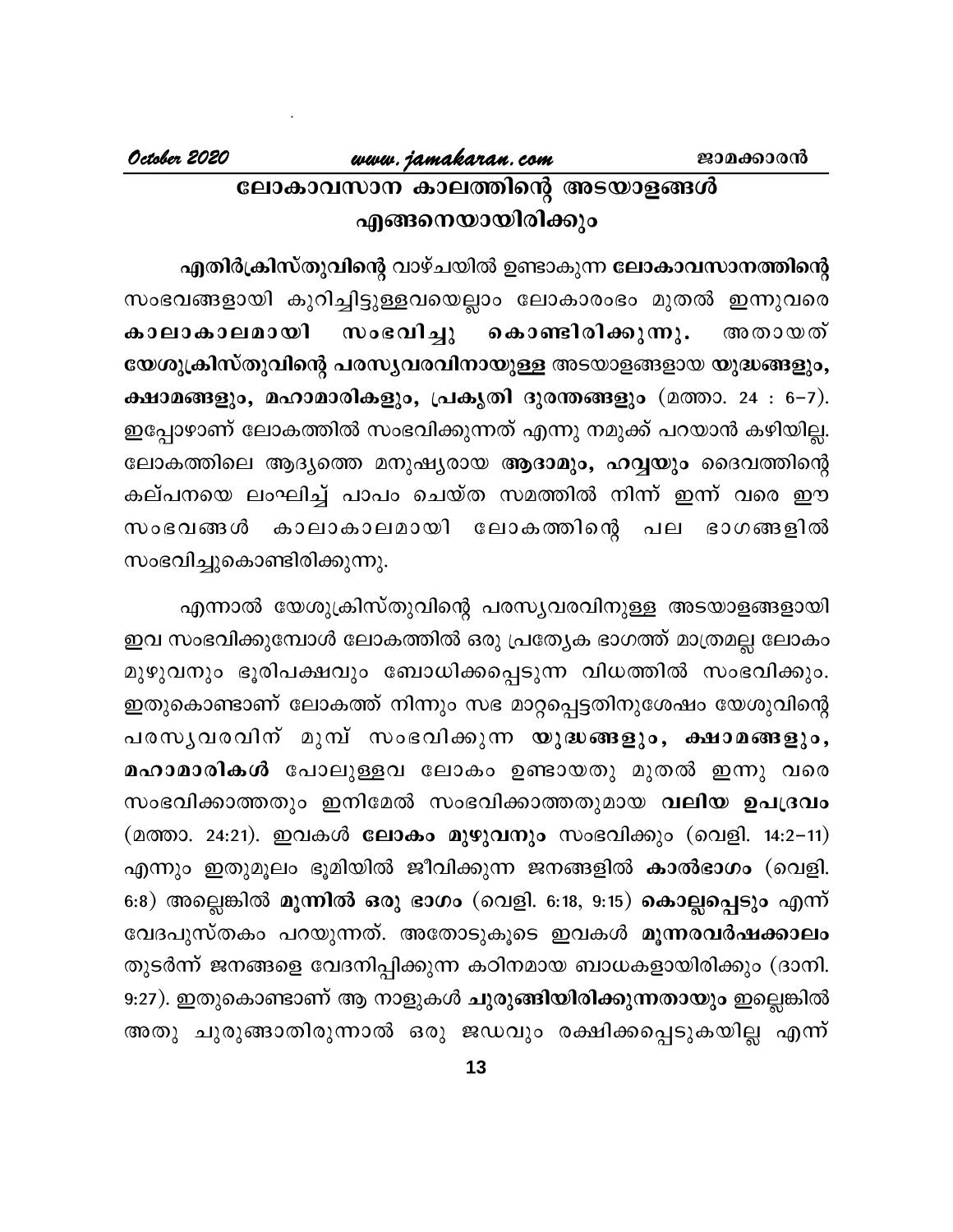# ലോകാവസാന കാലത്തിന്റെ അടയാളങ്ങൾ എങ്ങനെയായിരിക്കും

**എതിർക്രിസ്തുവിന്റെ** വാഴ്ചയിൽ ഉണ്ടാകുന്ന **ലോകാവസാനത്തിന്റെ** സംഭവങ്ങളായി കുറിച്ചിട്ടുള്ളവയെല്ലാം ലോകാരംഭം മുതൽ ഇന്നുവരെ **കാലാകാലമായി സംഭവിച്ചു കൊണ്ടിരിക്കുന്നു.** അതായത് **യേശുക്രിസ്തുവിന്റെ പരസ്യവരവിനായുള്ള** അടയാളങ്ങളായ **യുദ്ധങ്ങളും, ക്ഷാമങ്ങളും, മഹാമാരികളും, പ്രകൃതി ദുരന്തങ്ങളും** (മത്താ. 24 : 6–7). ഇപ്പോഴാണ് ലോകത്തിൽ സംഭവിക്കുന്നത് എന്നു നമുക്ക് പറയാൻ കഴിയില്ല. ലോകത്തിലെ ആദ്യത്തെ മനുഷ്യരായ **ആദാമും, ഹവ്വയും** ദൈവത്തിന്റെ കല്പനയെ ലംഘിച്ച് പാപം ചെയ്ത സമത്തിൽ നിന്ന് ഇന്ന് വരെ ഈ സംഭവങ്ങൾ കാലാകാലമായി ലോകത്തിന്റെ പല ഭാഗങ്ങളിൽ സംഭവിച്ചുകൊണ്ടിരിക്കുന്നു.

എന്നാൽ യേശുക്രിസ്തുവിന്റെ പരസ്യവരവിനുള്ള അടയാളങ്ങളായി ഇവ സംഭവിക്കുമ്പോൾ ലോകത്തിൽ ഒരു പ്രത്യേക ഭാഗത്ത് മാത്രമല്ല ലോകം മുഴുവനും ഭൂരിപക്ഷവും ബോധിക്കപ്പെടുന്ന വിധത്തിൽ സംഭവിക്കും. ഇതുകൊണ്ടാണ് ലോകത്ത് നിന്നും സഭ മാറ്റപ്പെട്ടതിനുശേഷം യേശുവിന്റെ പരസ്യവരവിന് മുമ്പ് സംഭവിക്കുന്ന **യുദ്ധങ്ങളും, ക്ഷാമങ്ങളും, മഹാമാരികൾ** പോലുള്ളവ ലോകം ഉണ്ടായതു മുതൽ ഇന്നു വരെ സംഭവിക്കാത്തതും ഇനിമേൽ സംഭവിക്കാത്തതുമായ **വലിയ ഉപദ്രവം** (മത്താ. 24:21). ഇവകൾ **ലോകം മുഴുവനും** സംഭവിക്കും (വെളി. 14:2–11) എന്നും ഇതുമൂലം ഭൂമിയിൽ ജീവിക്കുന്ന ജനങ്ങളിൽ **കാൽഭാഗം** (വെളി. 6:8) അല്ലെങ്കിൽ **മൂന്നിൽ ഒരു ഭാഗം** (വെളി. 6:18, 9:15) **കൊല്ലപ്പെടും** എന്ന് വേദപുസ്തകം പറയുന്നത്. അതോടുകൂടെ ഇവകൾ **മൂന്നരവർഷക്കാലം** തുടർന്ന് ജനങ്ങളെ വേദനിപ്പിക്കുന്ന കഠിനമായ ബാധകളായിരിക്കും (ദാനി. 9:27). ഇതുകൊണ്ടാണ് ആ നാളുകൾ **ചുരുങ്ങിയിരിക്കുന്നതായും** ഇല്ലെങ്കിൽ അതു ചുരുങ്ങാതിരുന്നാൽ ഒരു ജഡവും രക്ഷിക്കപ്പെടുകയില്ല എന്ന്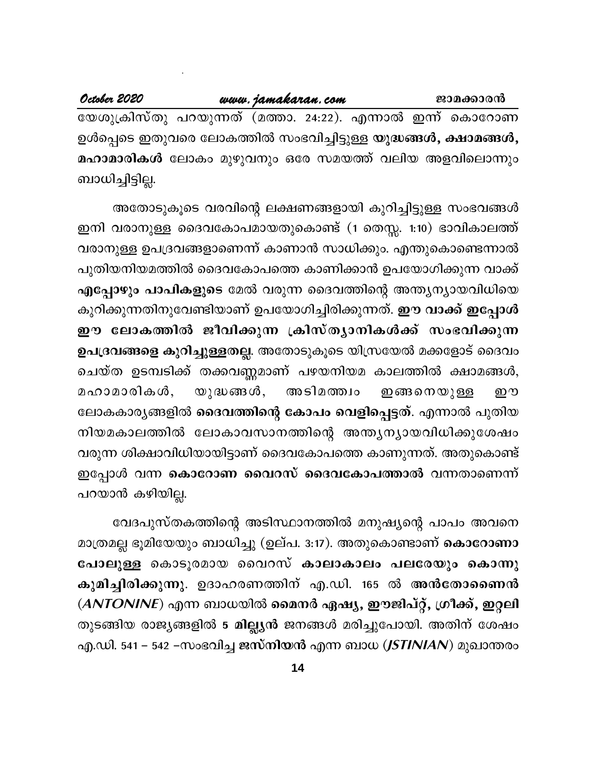യേശുക്രിസ്തു പറയുന്നത് (മത്താ. 24:22). എന്നാൽ ഇന്ന് കൊറോണ ഉൾപ്പെടെ ഇതുവരെ ലോകത്തിൽ സംഭവിച്ചിട്ടുള്ള **യുദ്ധങ്ങൾ, ക്ഷാമങ്ങൾ, മഹാമാരികൾ** ലോകം മുഴുവനും ഒരേ സമയത്ത് വലിയ അളവിലൊന്നും ബാധിച്ചിട്ടില്ല.

അതോടുകൂടെ വരവിന്റെ ലക്ഷണങ്ങളായി കുറിച്ചിട്ടുള്ള സംഭവങ്ങൾ ഇനി വരാനുള്ള ദൈവകോപമായതുകൊണ്ട് (1 തെസ്സ. 1:10) ഭാവികാലത്ത് വരാനുള്ള ഉപദ്രവങ്ങളാണെന്ന് കാണാൻ സാധിക്കും. എന്തുകൊണ്ടെന്നാൽ പുതിയനിയമത്തിൽ ദൈവകോപത്തെ കാണിക്കാൻ ഉപയോഗിക്കുന്ന വാക്ക് **എപ്പോഴും പാപികളുടെ** മേൽ വരുന്ന ദൈവത്തിന്റെ അന്ത്യന്യായവിധിയെ കുറിക്കുന്നതിനുവേണ്ടിയാണ് ഉപയോഗിച്ചിരിക്കുന്നത്. **ഈ വാക്ക് ഇപ്പോൾ ഈ ലോകത്തിൽ ജീവിക്കുന്ന ക്രിസ്ത്യാനികൾക്ക് സംഭവിക്കുന്ന ഉപദ്രവങ്ങളെ കുറിച്ചുള്ളതല്ല**. അതോടുകൂടെ യിസ്രയേൽ മക്കളോട് ദൈവം ചെയ്ത ഉടമ്പടിക്ക് തക്കവണ്ണമാണ് പഴയനിയമ കാലത്തിൽ ക്ഷാമങ്ങൾ, മഹാമാരികൾ, യുദ്ധങ്ങൾ, അടിമത്വം ഇങ്ങനെയുള്ള ഈ ലോകകാര്യങ്ങളിൽ **ദൈവത്തിന്റെ കോപം വെളിപ്പെട്ടത്**. എന്നാൽ പുതിയ നിയമകാലത്തിൽ ലോകാവസാനത്തിന്റെ അന്ത്യന്യായവിധിക്കുശേഷം വരുന്ന ശിക്ഷാവിധിയായിട്ടാണ് ദൈവകോപത്തെ കാണുന്നത്. അതുകൊണ്ട് ഇപ്പോൾ വന്ന **കൊറോണ വൈറസ് ദൈവകോപത്താൽ** വന്നതാണെന്ന് പറയാൻ കഴിയില്ല.

വേദപുസ്തകത്തിന്റെ അടിസ്ഥാനത്തിൽ മനുഷ്യന്റെ പാപം അവനെ മാത്രമല്ല ഭൂമിയേയും ബാധിച്ചു (ഉല്പ. 3:17). അതുകൊണ്ടാണ് **കൊറോണാ പോലുള്ള** കൊടൂരമായ വൈറസ് **കാലാകാലം പലരേയും കൊന്നു കുമിച്ചിരിക്കുന്നു**. ഉദാഹരണത്തിന് എ.ഡി. 165 ൽ **അൻതോണൈൻ** (***ANTONINE***) എന്ന ബാധയിൽ **മൈനർ ഏഷ്യ, ഈജിപ്റ്റ്, ഗ്രീക്ക്, ഇറ്റലി** തുടങ്ങിയ രാജ്യങ്ങളിൽ **5 മില്ല്യൻ** ജനങ്ങൾ മരിച്ചുപോയി. അതിന് ശേഷം എ.ഡി. 541 – 542 –സംഭവിച്ച **ജസ്നിയൻ** എന്ന ബാധ (***JSTINIAN***) മുഖാന്തരം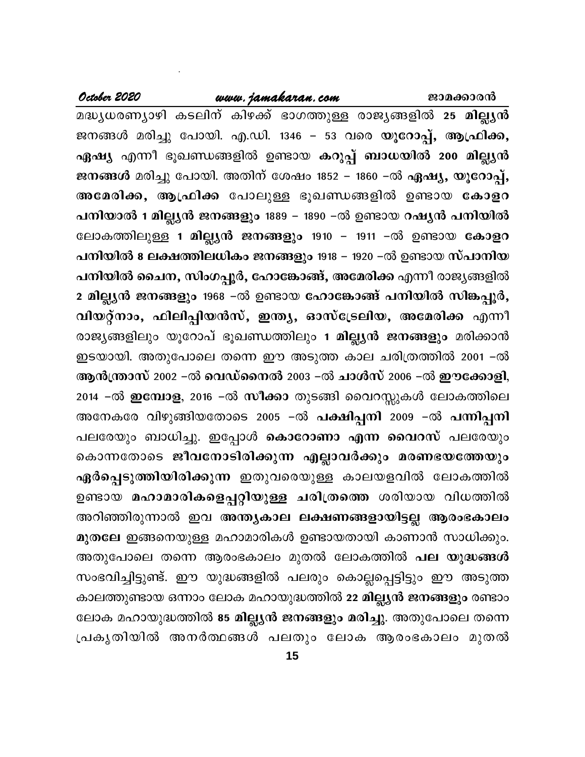മദ്ധ്യധരണ്യാഴി കടലിന് കിഴക്ക് ഭാഗത്തുള്ള രാജ്യങ്ങളിൽ **25 മില്ല്യൻ** ജനങ്ങൾ മരിച്ചു പോയി. എ.ഡി. 1346 – 53 വരെ **യൂറോപ്പ്, ആഫ്രിക്ക, ഏഷ്യ** എന്നീ ഭൂഖണ്ഡങ്ങളിൽ ഉണ്ടായ **കറുപ്പ് ബാധയിൽ 200 മില്ല്യൻ ജനങ്ങൾ** മരിച്ചു പോയി. അതിന് ശേഷം 1852 – 1860 –ൽ **ഏഷ്യ, യൂറോപ്പ്, അമേരിക്ക, ആഫ്രിക്ക** പോലുള്ള ഭൂഖണ്ഡങ്ങളിൽ ഉണ്ടായ **കോളറ പനിയാൽ 1 മില്ല്യൻ ജനങ്ങളും** 1889 – 1890 –ൽ ഉണ്ടായ **റഷ്യൻ പനിയിൽ** ലോകത്തിലുള്ള **1 മില്ല്യൻ ജനങ്ങളും** 1910 – 1911 –ൽ ഉണ്ടായ **കോളറ പനിയിൽ 8 ലക്ഷത്തിലധികം ജനങ്ങളും** 1918 – 1920 –ൽ ഉണ്ടായ **സ്പാനിയ പനിയിൽ ചൈന, സിംഗപ്പൂർ, ഹോങ്കോങ്ങ്, അമേരിക്ക** എന്നീ രാജ്യങ്ങളിൽ **2 മില്ല്യൻ ജനങ്ങളും** 1968 –ൽ ഉണ്ടായ **ഹോങ്കോങ്ങ് പനിയിൽ സിങ്കപ്പൂർ, വിയറ്റ്നാം, ഫിലിപ്പിയൻസ്, ഇന്ത്യ, ഓസ്ട്രേലിയ, അമേരിക്ക** എന്നീ രാജ്യങ്ങളിലും യൂറോപ് ഭൂഖണ്ഡത്തിലും **1 മില്ല്യൻ ജനങ്ങളും** മരിക്കാൻ ഇടയായി. അതുപോലെ തന്നെ ഈ അടുത്ത കാല ചരിത്രത്തിൽ 2001 –ൽ **ആൻന്ത്രാസ്** 2002 –ൽ **വെഡ്നൈൽ** 2003 –ൽ **ചാൾസ്** 2006 –ൽ **ഈക്കോളി**, 2014 –ൽ **ഇമ്പോള**, 2016 –ൽ **സീക്കാ** തുടങ്ങി വൈറസ്സുകൾ ലോകത്തിലെ അനേകരേ വിഴുങ്ങിയതോടെ 2005 –ൽ **പക്ഷിപ്പനി** 2009 –ൽ **പന്നിപ്പനി** പലരേയും ബാധിച്ചു. ഇപ്പോൾ **കൊറോണാ എന്ന വൈറസ്** പലരേയും കൊന്നതോടെ **ജീവനോടിരിക്കുന്ന എല്ലാവർക്കും മരണഭയത്തേയും ഏർപ്പെടുത്തിയിരിക്കുന്ന** ഇതുവരെയുള്ള കാലയളവിൽ ലോകത്തിൽ ഉണ്ടായ **മഹാമാരികളെപ്പറ്റിയുള്ള ചരിത്രത്തെ** ശരിയായ വിധത്തിൽ അറിഞ്ഞിരുന്നാൽ ഇവ **അന്ത്യകാല ലക്ഷണങ്ങളായിട്ടല്ല ആരംഭകാലം മുതലേ** ഇങ്ങനെയുള്ള മഹാമാരികൾ ഉണ്ടായതായി കാണാൻ സാധിക്കും. അതുപോലെ തന്നെ ആരംഭകാലം മുതൽ ലോകത്തിൽ **പല യുദ്ധങ്ങൾ** സംഭവിച്ചിട്ടുണ്ട്. ഈ യുദ്ധങ്ങളിൽ പലരും കൊല്ലപ്പെട്ടിട്ടും ഈ അടുത്ത കാലത്തുണ്ടായ ഒന്നാം ലോക മഹായുദ്ധത്തിൽ **22 മില്ല്യൻ ജനങ്ങളും** രണ്ടാം ലോക മഹായുദ്ധത്തിൽ **85 മില്ല്യൻ ജനങ്ങളും മരിച്ചു**. അതുപോലെ തന്നെ പ്രകൃതിയിൽ അനർത്ഥങ്ങൾ പലതും ലോക ആരംഭകാലം മുതൽ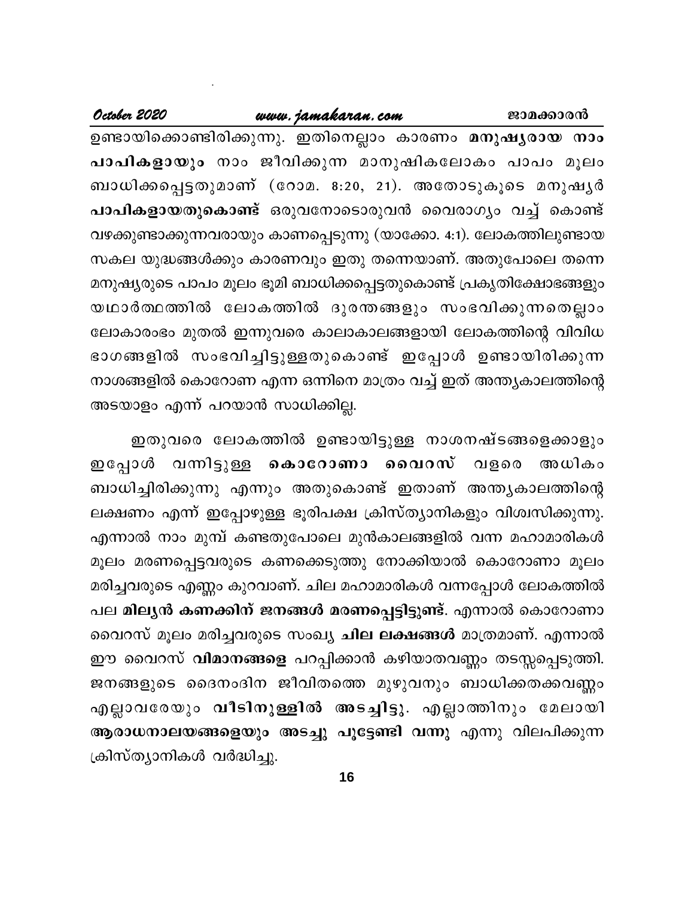ഉണ്ടായിക്കൊണ്ടിരിക്കുന്നു. ഇതിനെല്ലാം കാരണം **മനുഷ്യരായ നാം പാപികളായും** നാം ജീവിക്കുന്ന മാനുഷികലോകം പാപം മൂലം ബാധിക്കപ്പെട്ടതുമാണ് (റോമ. 8:20, 21). അതോടുകൂടെ മനുഷ്യർ **പാപികളായതുകൊണ്ട്** ഒരുവനോടൊരുവൻ വൈരാഗ്യം വച്ച് കൊണ്ട് വഴക്കുണ്ടാക്കുന്നവരായും കാണപ്പെടുന്നു (യാക്കോ. 4:1). ലോകത്തിലുണ്ടായ സകല യുദ്ധങ്ങൾക്കും കാരണവും ഇതു തന്നെയാണ്. അതുപോലെ തന്നെ മനുഷ്യരുടെ പാപം മൂലം ഭൂമി ബാധിക്കപ്പെട്ടതുകൊണ്ട് പ്രകൃതിക്ഷോഭങ്ങളും യഥാർത്ഥത്തിൽ ലോകത്തിൽ ദുരന്തങ്ങളും സംഭവിക്കുന്നതെല്ലാം ലോകാരംഭം മുതൽ ഇന്നുവരെ കാലാകാലങ്ങളായി ലോകത്തിന്റെ വിവിധ ഭാഗങ്ങളിൽ സംഭവിച്ചിട്ടുള്ളതുകൊണ്ട് ഇപ്പോൾ ഉണ്ടായിരിക്കുന്ന നാശങ്ങളിൽ കൊറോണ എന്ന ഒന്നിനെ മാത്രം വച്ച് ഇത് അന്ത്യകാലത്തിന്റെ അടയാളം എന്ന് പറയാൻ സാധിക്കില്ല.

ഇതുവരെ ലോകത്തിൽ ഉണ്ടായിട്ടുള്ള നാശനഷ്ടങ്ങളെക്കാളും ഇപ്പോൾ വന്നിട്ടുള്ള **കൊറോണാ വൈറസ്** വളരെ അധികം ബാധിച്ചിരിക്കുന്നു എന്നും അതുകൊണ്ട് ഇതാണ് അന്ത്യകാലത്തിന്റെ ലക്ഷണം എന്ന് ഇപ്പോഴുള്ള ഭൂരിപക്ഷ ക്രിസ്ത്യാനികളും വിശ്വസിക്കുന്നു. എന്നാൽ നാം മുമ്പ് കണ്ടതുപോലെ മുൻകാലങ്ങളിൽ വന്ന മഹാമാരികൾ മൂലം മരണപ്പെട്ടവരുടെ കണക്കെടുത്തു നോക്കിയാൽ കൊറോണാ മൂലം മരിച്ചവരുടെ എണ്ണം കുറവാണ്. ചില മഹാമാരികൾ വന്നപ്പോൾ ലോകത്തിൽ പല **മില്യൻ കണക്കിന് ജനങ്ങൾ മരണപ്പെട്ടിട്ടുണ്ട്**. എന്നാൽ കൊറോണാ വൈറസ് മൂലം മരിച്ചവരുടെ സംഖ്യ **ചില ലക്ഷങ്ങൾ** മാത്രമാണ്. എന്നാൽ ഈ വൈറസ് **വിമാനങ്ങളെ** പറപ്പിക്കാൻ കഴിയാതവണ്ണം തടസ്സപ്പെടുത്തി. ജനങ്ങളുടെ ദൈനംദിന ജീവിതത്തെ മുഴുവനും ബാധിക്കതക്കവണ്ണം എല്ലാവരേയും **വീടിനുള്ളിൽ അടച്ചിട്ടു**. എല്ലാത്തിനും മേലായി **ആരാധനാലയങ്ങളെയും അടച്ചു പൂട്ടേണ്ടി വന്നു** എന്നു വിലപിക്കുന്ന ക്രിസ്ത്യാനികൾ വർദ്ധിച്ചു.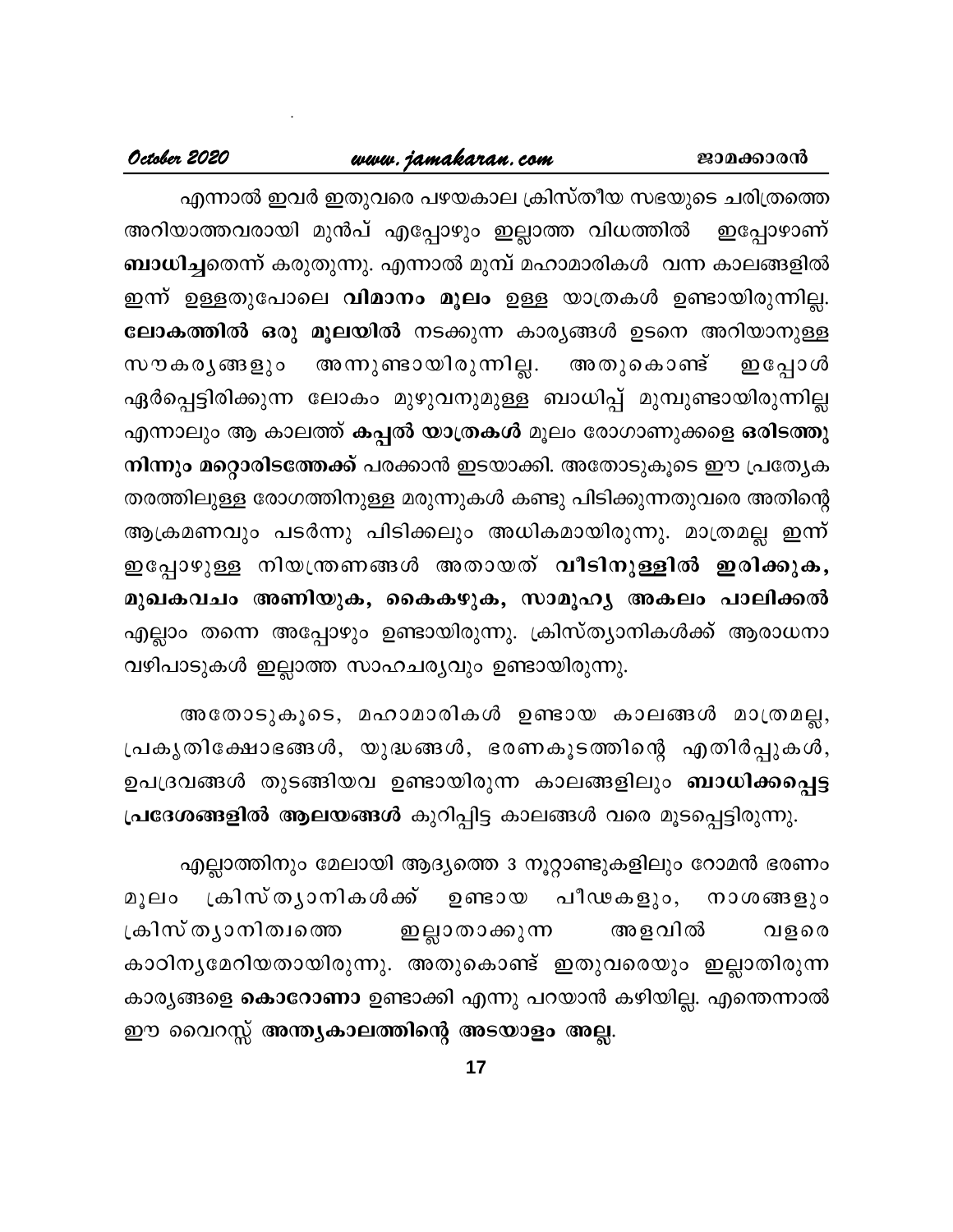എന്നാൽ ഇവർ ഇതുവരെ പഴയകാല ക്രിസ്തീയ സഭയുടെ ചരിത്രത്തെ അറിയാത്തവരായി മുൻപ് എപ്പോഴും ഇല്ലാത്ത വിധത്തിൽ ഇപ്പോഴാണ് **ബാധിച്ച**തെന്ന് കരുതുന്നു. എന്നാൽ മുമ്പ് മഹാമാരികൾ വന്ന കാലങ്ങളിൽ ഇന്ന് ഉള്ളതുപോലെ **വിമാനം മൂലം** ഉള്ള യാത്രകൾ ഉണ്ടായിരുന്നില്ല. **ലോകത്തിൽ ഒരു മൂലയിൽ** നടക്കുന്ന കാര്യങ്ങൾ ഉടനെ അറിയാനുള്ള സൗകര്യങ്ങളും അന്നുണ്ടായിരുന്നില്ല. അതുകൊണ്ട് ഇപ്പോൾ ഏർപ്പെട്ടിരിക്കുന്ന ലോകം മുഴുവനുമുള്ള ബാധിപ്പ് മുമ്പുണ്ടായിരുന്നില്ല എന്നാലും ആ കാലത്ത് **കപ്പൽ യാത്രകൾ** മൂലം രോഗാണുക്കളെ **ഒരിടത്തു നിന്നും മറ്റൊരിടത്തേക്ക്** പരക്കാൻ ഇടയാക്കി. അതോടുകൂടെ ഈ പ്രത്യേക തരത്തിലുള്ള രോഗത്തിനുള്ള മരുന്നുകൾ കണ്ടു പിടിക്കുന്നതുവരെ അതിന്റെ ആക്രമണവും പടർന്നു പിടിക്കലും അധികമായിരുന്നു. മാത്രമല്ല ഇന്ന് ഇപ്പോഴുള്ള നിയന്ത്രണങ്ങൾ അതായത് **വീടിനുള്ളിൽ ഇരിക്കുക, മുഖകവചം അണിയുക, കൈകഴുക, സാമൂഹ്യ അകലം പാലിക്കൽ** എല്ലാം തന്നെ അപ്പോഴും ഉണ്ടായിരുന്നു. ക്രിസ്ത്യാനികൾക്ക് ആരാധനാ വഴിപാടുകൾ ഇല്ലാത്ത സാഹചര്യവും ഉണ്ടായിരുന്നു.

അതോടുകൂടെ, മഹാമാരികൾ ഉണ്ടായ കാലങ്ങൾ മാത്രമല്ല, പ്രകൃതിക്ഷോഭങ്ങൾ, യുദ്ധങ്ങൾ, ഭരണകൂടത്തിന്റെ എതിർപ്പുകൾ, ഉപദ്രവങ്ങൾ തുടങ്ങിയവ ഉണ്ടായിരുന്ന കാലങ്ങളിലും **ബാധിക്കപ്പെട്ട പ്രദേശങ്ങളിൽ ആലയങ്ങൾ** കുറിപ്പിട്ട കാലങ്ങൾ വരെ മൂടപ്പെട്ടിരുന്നു.

എല്ലാത്തിനും മേലായി ആദ്യത്തെ 3 നൂറ്റാണ്ടുകളിലും റോമൻ ഭരണം മൂലം ക്രിസ്ത്യാനികൾക്ക് ഉണ്ടായ പീഢകളും, നാശങ്ങളും ക്രിസ്ത്യാനിത്വത്തെ ഇല്ലാതാക്കുന്ന അളവിൽ വളരെ കാഠിന്യമേറിയതായിരുന്നു. അതുകൊണ്ട് ഇതുവരെയും ഇല്ലാതിരുന്ന കാര്യങ്ങളെ **കൊറോണാ** ഉണ്ടാക്കി എന്നു പറയാൻ കഴിയില്ല. എന്തെന്നാൽ ഈ വൈറസ്സ് **അന്ത്യകാലത്തിന്റെ അടയാളം അല്ല**.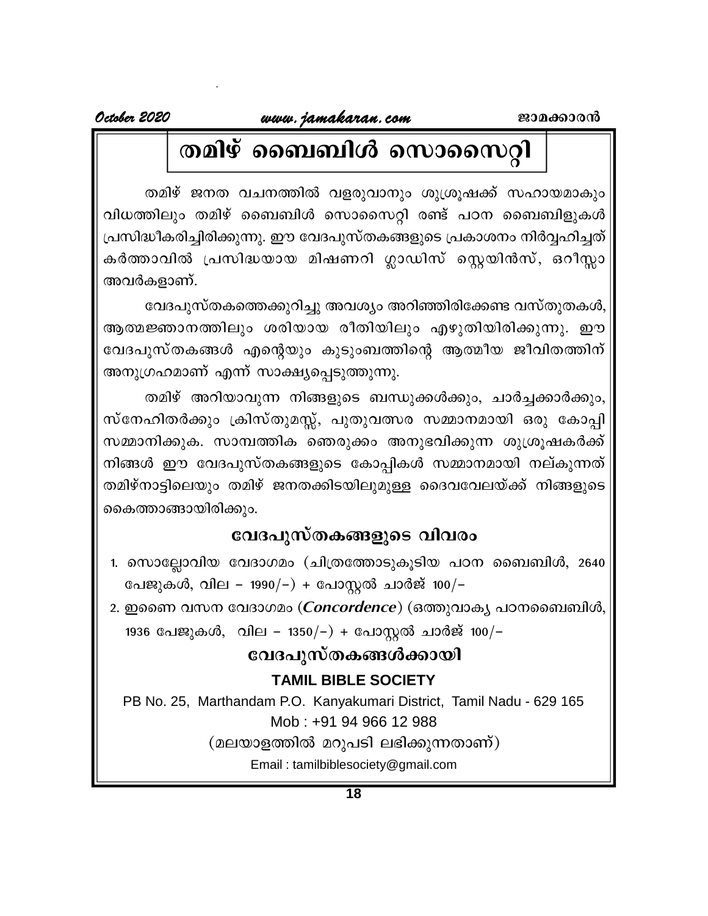# തമിഴ് ബൈബിൾ സൊസൈറ്റി

തമിഴ് ജനത വചനത്തിൽ വളരുവാനും ശുശ്രൂഷക്ക് സഹായമാകും വിധത്തിലും തമിഴ് ബൈബിൾ സൊസൈറ്റി രണ്ട് പഠന ബൈബിളുകൾ പ്രസിദ്ധീകരിച്ചിരിക്കുന്നു. ഈ വേദപുസ്തകങ്ങളുടെ പ്രകാശനം നിർവ്വഹിച്ചത് കർത്താവിൽ പ്രസിദ്ധയായ മിഷണറി ഗ്ലാഡിസ് സ്റ്റെയിൻസ്, ഒറീസ്സാ അവർകളാണ്.

വേദപുസ്തകത്തെക്കുറിച്ചു അവശ്യം അറിഞ്ഞിരിക്കേണ്ട വസ്തുതകൾ, ആത്മജ്ഞാനത്തിലും ശരിയായ രീതിയിലും എഴുതിയിരിക്കുന്നു. ഈ വേദപുസ്തകങ്ങൾ എന്റെയും കുടുംബത്തിന്റെ ആത്മീയ ജീവിതത്തിന് അനുഗ്രഹമാണ് എന്ന് സാക്ഷ്യപ്പെടുത്തുന്നു.

തമിഴ് അറിയാവുന്ന നിങ്ങളുടെ ബന്ധുക്കൾക്കും, ചാർച്ചക്കാർക്കും, സ്നേഹിതർക്കും ക്രിസ്തുമസ്സ്, പുതുവത്സര സമ്മാനമായി ഒരു കോപ്പി സമ്മാനിക്കുക. സാമ്പത്തിക ഞെരുക്കം അനുഭവിക്കുന്ന ശുശ്രൂഷകർക്ക് നിങ്ങൾ ഈ വേദപുസ്തകങ്ങളുടെ കോപ്പികൾ സമ്മാനമായി നല്കുന്നത് തമിഴ്നാട്ടിലെയും തമിഴ് ജനതക്കിടയിലുമുള്ള ദൈവവേലയ്ക്ക് നിങ്ങളുടെ കൈത്താങ്ങായിരിക്കും.

## വേദപുസ്തകങ്ങളുടെ വിവരം

1. സൊല്ലോവിയ വേദാഗമം (ചിത്രത്തോടുകൂടിയ പഠന ബൈബിൾ, 2640 പേജുകൾ, വില – 1990/–) + പോസ്റ്റൽ ചാർജ് 100/–
2. ഇണൈ വസന വേദാഗമം (***Concordence***) (ഒത്തുവാക്യ പഠനബൈബിൾ, 1936 പേജുകൾ, വില – 1350/–) + പോസ്റ്റൽ ചാർജ് 100/–

## വേദപുസ്തകങ്ങൾക്കായി

**TAMIL BIBLE SOCIETY**

PB No. 25, Marthandam P.O. Kanyakumari District, Tamil Nadu - 629 165

Mob : +91 94 966 12 988

(മലയാളത്തിൽ മറുപടി ലഭിക്കുന്നതാണ്)

Email : tamilbiblesociety@gmail.com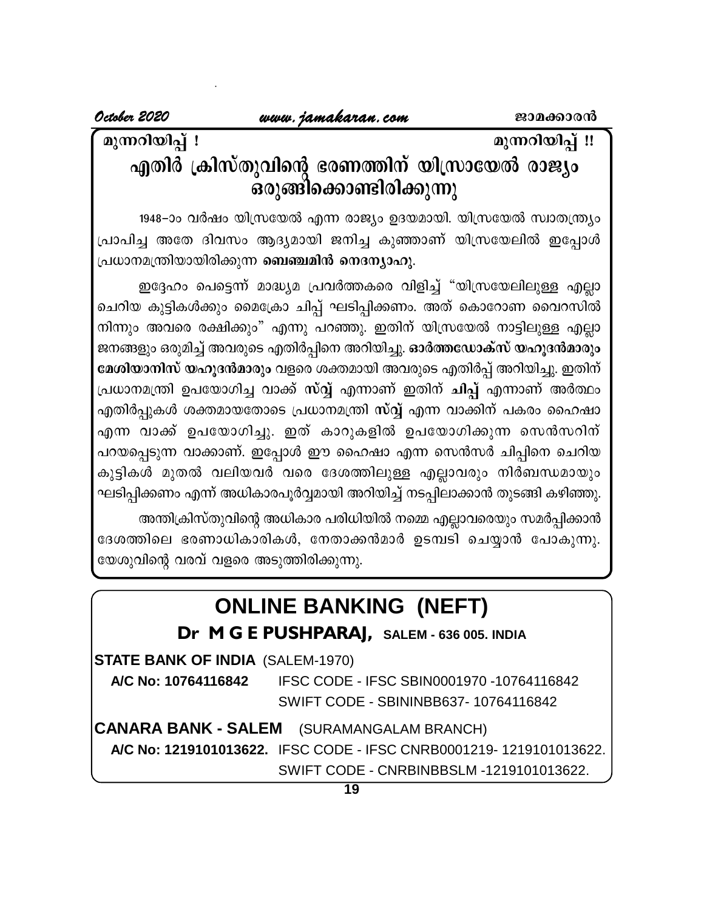മുന്നറിയിപ്പ് ! മുന്നറിയിപ്പ് !!

# എതിർ ക്രിസ്തുവിന്റെ ഭരണത്തിന് യിസ്രായേൽ രാജ്യം ഒരുങ്ങിക്കൊണ്ടിരിക്കുന്നു

1948–ാം വർഷം യിസ്രയേൽ എന്ന രാജ്യം ഉദയമായി. യിസ്രയേൽ സ്വാതന്ത്ര്യം പ്രാപിച്ച അതേ ദിവസം ആദ്യമായി ജനിച്ച കുഞ്ഞാണ് യിസ്രയേലിൽ ഇപ്പോൾ പ്രധാനമന്ത്രിയായിരിക്കുന്ന **ബെഞ്ചമിൻ നെദന്യാഹു.**

ഇദ്ദേഹം പെട്ടെന്ന് മാദ്ധ്യമ പ്രവർത്തകരെ വിളിച്ച് "യിസ്രയേലിലുള്ള എല്ലാ ചെറിയ കുട്ടികൾക്കും മൈക്രോ ചിപ്പ് ഘടിപ്പിക്കണം. അത് കൊറോണ വൈറസിൽ നിന്നും അവരെ രക്ഷിക്കും" എന്നു പറഞ്ഞു. ഇതിന് യിസ്രയേൽ നാട്ടിലുള്ള എല്ലാ ജനങ്ങളും ഒരുമിച്ച് അവരുടെ എതിർപ്പിനെ അറിയിച്ചു. **ഓർത്തഡോക്സ് യഹൂദൻമാരും മേശിയാനിസ് യഹൂദൻമാരും** വളരെ ശക്തമായി അവരുടെ എതിർപ്പ് അറിയിച്ചു. ഇതിന് പ്രധാനമന്ത്രി ഉപയോഗിച്ച വാക്ക് **സ്വ്വ്** എന്നാണ് ഇതിന് **ചിപ്പ്** എന്നാണ് അർത്ഥം എതിർപ്പുകൾ ശക്തമായതോടെ പ്രധാനമന്ത്രി **സ്വ്വ്** എന്ന വാക്കിന് പകരം ഹൈഷാ എന്ന വാക്ക് ഉപയോഗിച്ചു. ഇത് കാറുകളിൽ ഉപയോഗിക്കുന്ന സെൻസറിന് പറയപ്പെടുന്ന വാക്കാണ്. ഇപ്പോൾ ഈ ഹൈഷാ എന്ന സെൻസർ ചിപ്പിനെ ചെറിയ കുട്ടികൾ മുതൽ വലിയവർ വരെ ദേശത്തിലുള്ള എല്ലാവരും നിർബന്ധമായും ഘടിപ്പിക്കണം എന്ന് അധികാരപൂർവ്വമായി അറിയിച്ച് നടപ്പിലാക്കാൻ തുടങ്ങി കഴിഞ്ഞു.

അന്തിക്രിസ്തുവിന്റെ അധികാര പരിധിയിൽ നമ്മെ എല്ലാവരെയും സമർപ്പിക്കാൻ ദേശത്തിലെ ഭരണാധികാരികൾ, നേതാക്കൻമാർ ഉടമ്പടി ചെയ്യാൻ പോകുന്നു. യേശുവിന്റെ വരവ് വളരെ അടുത്തിരിക്കുന്നു.

## ONLINE BANKING (NEFT)

**Dr M G E PUSHPARAJ,** SALEM - 636 005. INDIA

**STATE BANK OF INDIA** (SALEM-1970)

**A/C No: 10764116842** IFSC CODE - IFSC SBIN0001970 -10764116842
SWIFT CODE - SBININBB637- 10764116842

**CANARA BANK - SALEM** (SURAMANGALAM BRANCH)

**A/C No: 1219101013622.** IFSC CODE - IFSC CNRB0001219- 1219101013622.
SWIFT CODE - CNRBINBBSLM -1219101013622.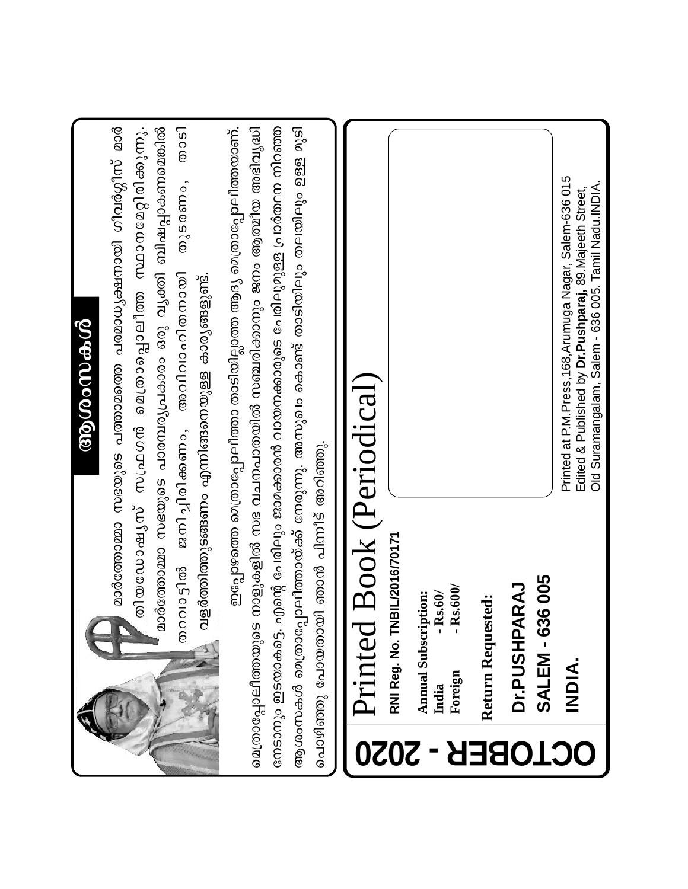# ആശംസകൾ

മാർത്തോമ്മാ സഭയുടെ പത്താമത്തെ പരമാധ്യക്ഷനായി ഗീവർഗ്ഗീസ് മാർ തിയഡോഷ്യസ് സഫ്രഗൻ മെത്രാപ്പോലീത്ത സ്ഥാനമേറ്റിരിക്കുന്നു. മാർത്തോമ്മാ സഭയുടെ പാരമ്പര്യപ്രകാരം ഒരു വ്യക്തി ബിഷപ്പാകണമെങ്കിൽ തറവാട്ടിൽ ജനിച്ചിരിക്കണം, അവിവാഹിതനായി തുടരണം, താടി വളർത്തിത്തുടങ്ങണം എന്നിങ്ങനെയുള്ള കാര്യങ്ങളുണ്ട്.

ഇപ്പോഴത്തെ മെത്രാപ്പോലീത്താ താടിയില്ലാത്ത ആദ്യ മെത്രാപ്പോലീത്തയാണ്. മെത്രാപ്പോലീത്തയുടെ നാളുകളിൽ സഭ വചനപാതയിൽ സഞ്ചരിക്കാനും ജനം ആത്മീയ അഭിവൃദ്ധി നേടാനും ഇടയാകട്ടെ. എന്റെ പേരിലും ജാമക്കാരൻ വായനക്കാരുടെ പേരിലുമുള്ള പ്രാർത്ഥന നിറഞ്ഞ ആശംസകൾ മെത്രാപ്പോലീത്തായ്ക്ക് നേരുന്നു. അസൂയം കൊണ്ട് താടിയിലും തലയിലും ഉള്ള മുടി പൊഴിഞ്ഞു പോയതായി ഞാൻ പിന്നീട് അറിഞ്ഞു.

---

**OCTOBER - 2020**

# Printed Book (Periodical)

**RNI Reg. No. TNBIL/2016/70171**

**Annual Subscription:**
**India - Rs.60/**
**Foreign - Rs.600/**

**Return Requested:**

**Dr.PUSHPARAJ**
**SALEM - 636 005**
**INDIA.**

Printed at P.M.Press,168,Arumuga Nagar, Salem-636 015
Edited & Published by **Dr.Pushparaj,** 89.Majeeth Street,
Old Suramangalam, Salem - 636 005. Tamil Nadu.INDIA.